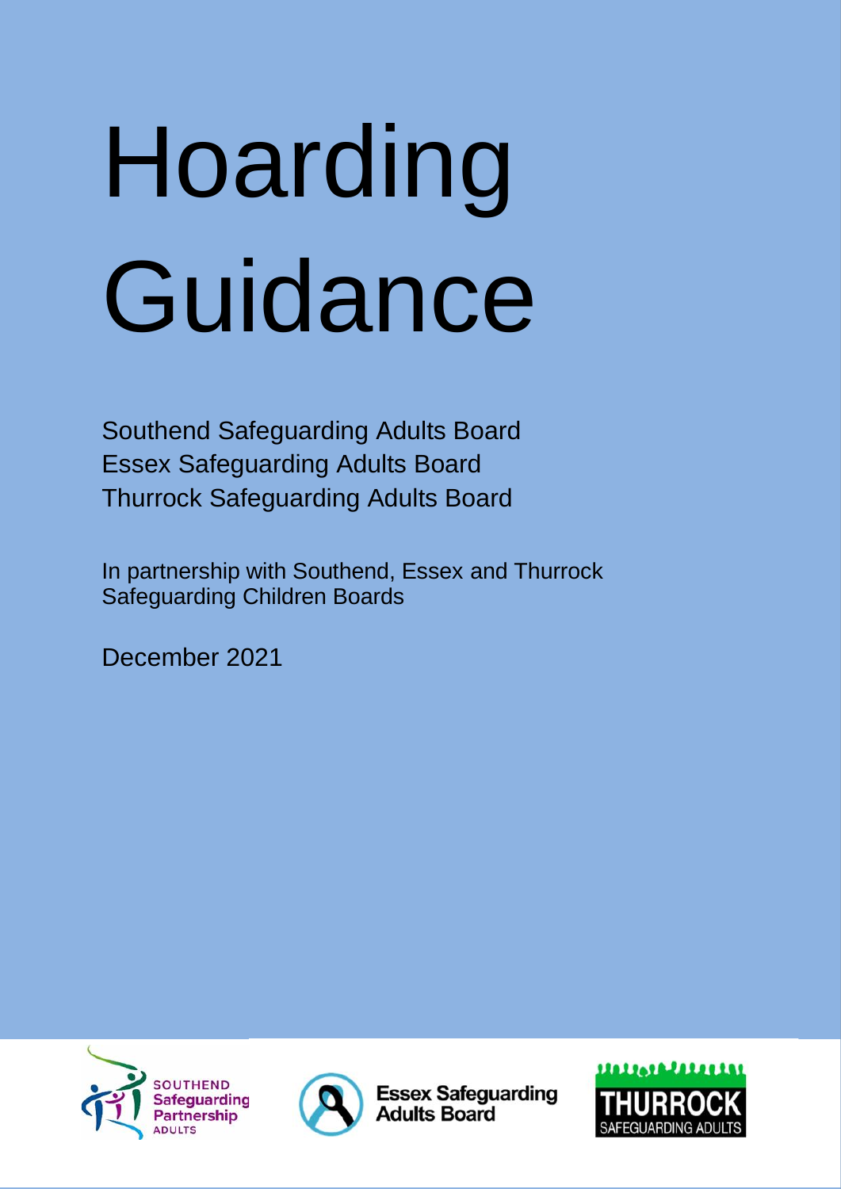# Hoarding Guidance

Southend Safeguarding Adults Board
Essex Safeguarding Adults Board
Thurrock Safeguarding Adults Board

In partnership with Southend, Essex and Thurrock Safeguarding Children Boards

December 2021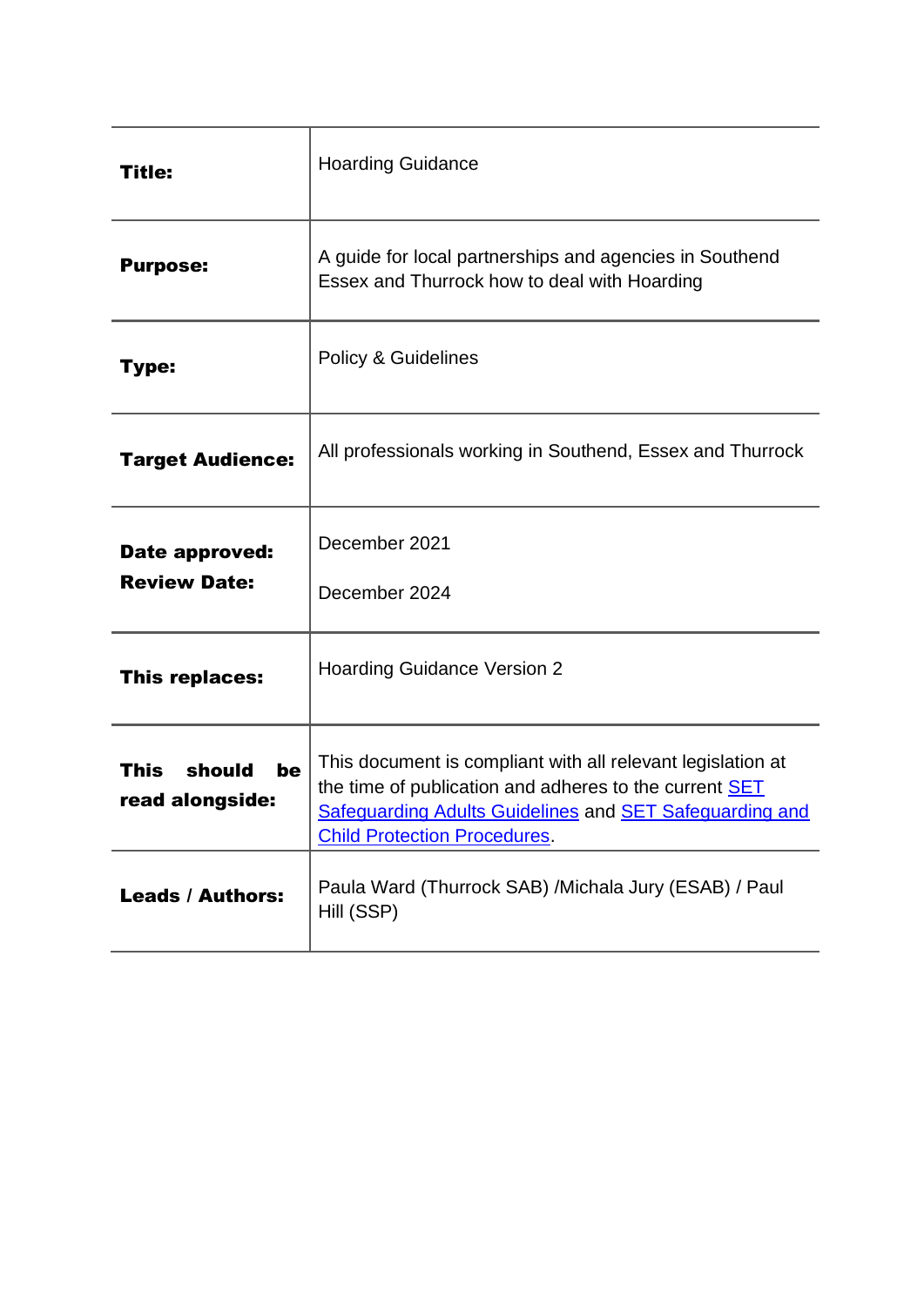| | |
|---|---|
| **Title:** | Hoarding Guidance |
| **Purpose:** | A guide for local partnerships and agencies in Southend Essex and Thurrock how to deal with Hoarding |
| **Type:** | Policy & Guidelines |
| **Target Audience:** | All professionals working in Southend, Essex and Thurrock |
| **Date approved:** <br> **Review Date:** | December 2021 <br> December 2024 |
| **This replaces:** | Hoarding Guidance Version 2 |
| **This should be read alongside:** | This document is compliant with all relevant legislation at the time of publication and adheres to the current SET Safeguarding Adults Guidelines and SET Safeguarding and Child Protection Procedures. |
| **Leads / Authors:** | Paula Ward (Thurrock SAB) /Michala Jury (ESAB) / Paul Hill (SSP) |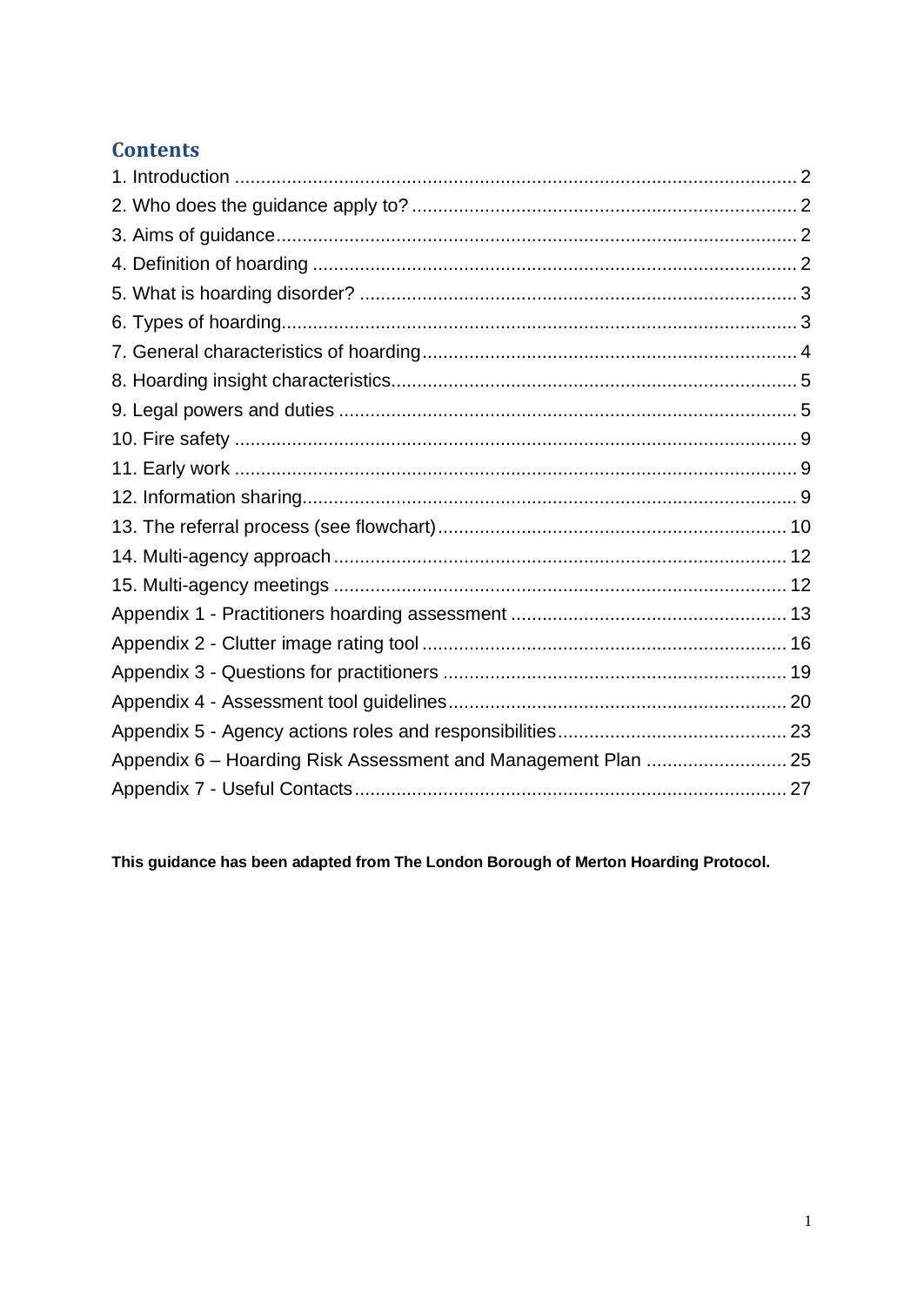## Contents

1. Introduction ............................................................................................................ 2
2. Who does the guidance apply to? ......................................................................... 2
3. Aims of guidance.................................................................................................... 2
4. Definition of hoarding ............................................................................................ 2
5. What is hoarding disorder? .................................................................................... 3
6. Types of hoarding................................................................................................... 3
7. General characteristics of hoarding........................................................................ 4
8. Hoarding insight characteristics.............................................................................. 5
9. Legal powers and duties ........................................................................................ 5
10. Fire safety ............................................................................................................ 9
11. Early work ............................................................................................................ 9
12. Information sharing............................................................................................... 9
13. The referral process (see flowchart)................................................................... 10
14. Multi-agency approach....................................................................................... 12
15. Multi-agency meetings ...................................................................................... 12

Appendix 1 - Practitioners hoarding assessment ..................................................... 13
Appendix 2 - Clutter image rating tool ..................................................................... 16
Appendix 3 - Questions for practitioners ................................................................. 19
Appendix 4 - Assessment tool guidelines................................................................ 20
Appendix 5 - Agency actions roles and responsibilities............................................ 23
Appendix 6 – Hoarding Risk Assessment and Management Plan ........................... 25
Appendix 7 - Useful Contacts.................................................................................. 27

**This guidance has been adapted from The London Borough of Merton Hoarding Protocol.**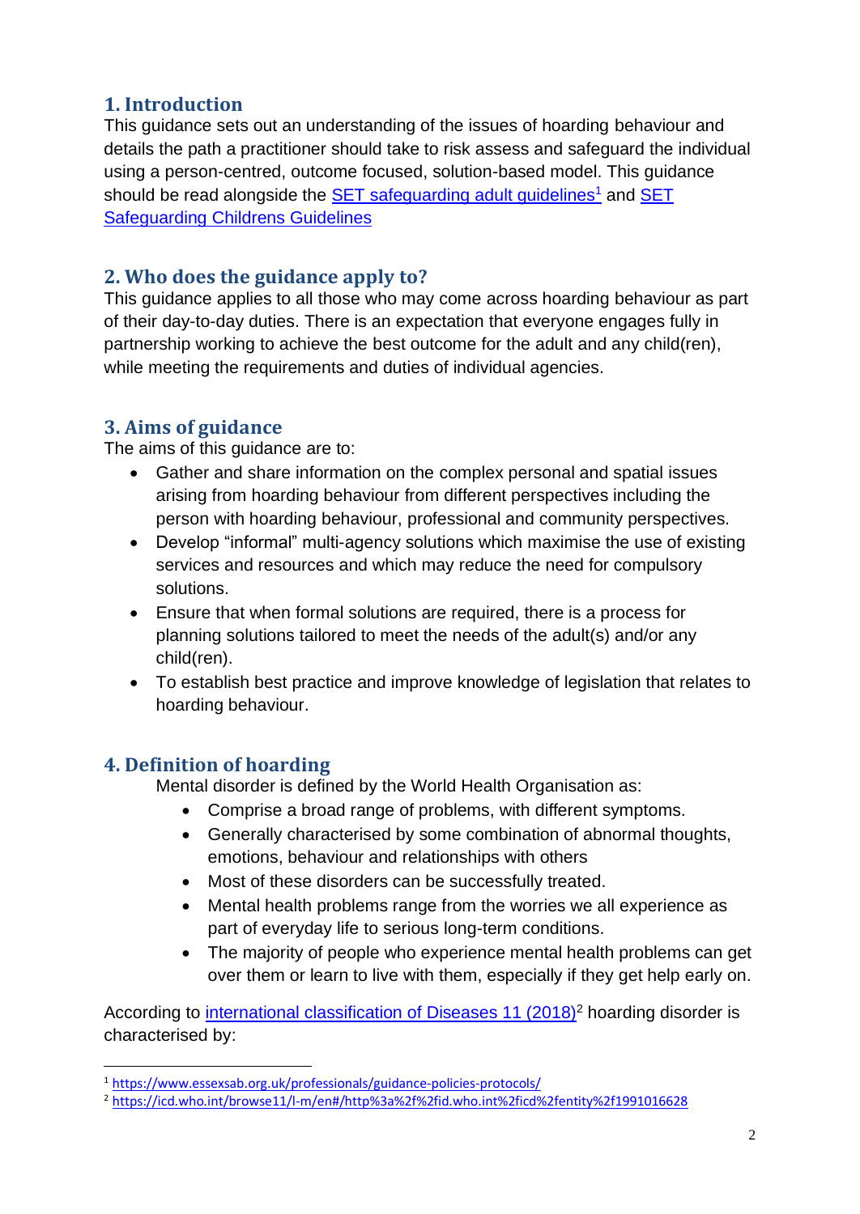## 1. Introduction

This guidance sets out an understanding of the issues of hoarding behaviour and details the path a practitioner should take to risk assess and safeguard the individual using a person-centred, outcome focused, solution-based model. This guidance should be read alongside the SET safeguarding adult guidelines[1] and SET Safeguarding Childrens Guidelines

## 2. Who does the guidance apply to?

This guidance applies to all those who may come across hoarding behaviour as part of their day-to-day duties. There is an expectation that everyone engages fully in partnership working to achieve the best outcome for the adult and any child(ren), while meeting the requirements and duties of individual agencies.

## 3. Aims of guidance

The aims of this guidance are to:

- Gather and share information on the complex personal and spatial issues arising from hoarding behaviour from different perspectives including the person with hoarding behaviour, professional and community perspectives.
- Develop "informal" multi-agency solutions which maximise the use of existing services and resources and which may reduce the need for compulsory solutions.
- Ensure that when formal solutions are required, there is a process for planning solutions tailored to meet the needs of the adult(s) and/or any child(ren).
- To establish best practice and improve knowledge of legislation that relates to hoarding behaviour.

## 4. Definition of hoarding

Mental disorder is defined by the World Health Organisation as:

- Comprise a broad range of problems, with different symptoms.
- Generally characterised by some combination of abnormal thoughts, emotions, behaviour and relationships with others
- Most of these disorders can be successfully treated.
- Mental health problems range from the worries we all experience as part of everyday life to serious long-term conditions.
- The majority of people who experience mental health problems can get over them or learn to live with them, especially if they get help early on.

According to international classification of Diseases 11 (2018)[2] hoarding disorder is characterised by:

---

[1] https://www.essexsab.org.uk/professionals/guidance-policies-protocols/

[2] https://icd.who.int/browse11/l-m/en#/http%3a%2f%2fid.who.int%2ficd%2fentity%2f1991016628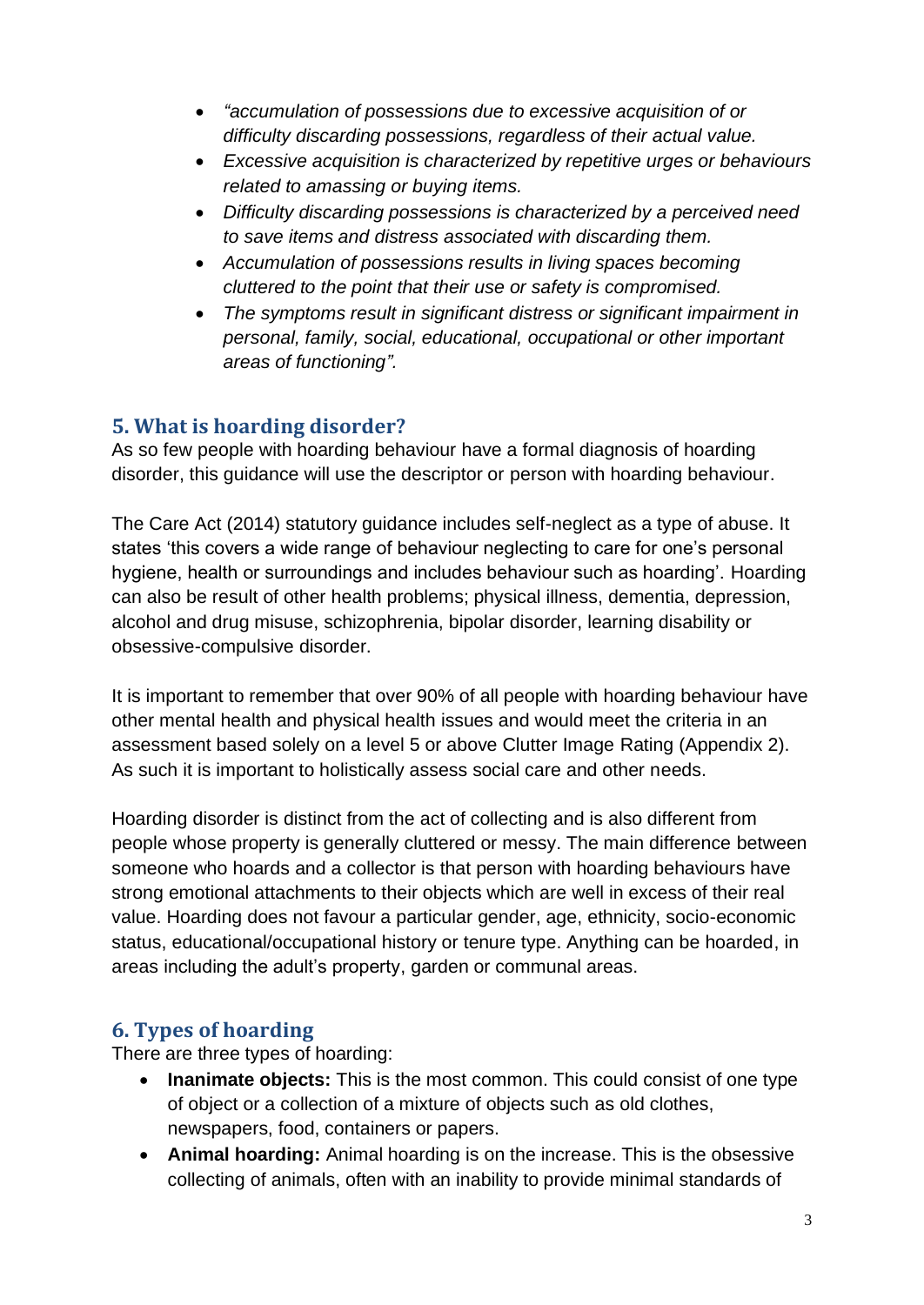- *"accumulation of possessions due to excessive acquisition of or difficulty discarding possessions, regardless of their actual value.*
- *Excessive acquisition is characterized by repetitive urges or behaviours related to amassing or buying items.*
- *Difficulty discarding possessions is characterized by a perceived need to save items and distress associated with discarding them.*
- *Accumulation of possessions results in living spaces becoming cluttered to the point that their use or safety is compromised.*
- *The symptoms result in significant distress or significant impairment in personal, family, social, educational, occupational or other important areas of functioning".*

## 5. What is hoarding disorder?

As so few people with hoarding behaviour have a formal diagnosis of hoarding disorder, this guidance will use the descriptor or person with hoarding behaviour.

The Care Act (2014) statutory guidance includes self-neglect as a type of abuse. It states 'this covers a wide range of behaviour neglecting to care for one's personal hygiene, health or surroundings and includes behaviour such as hoarding'. Hoarding can also be result of other health problems; physical illness, dementia, depression, alcohol and drug misuse, schizophrenia, bipolar disorder, learning disability or obsessive-compulsive disorder.

It is important to remember that over 90% of all people with hoarding behaviour have other mental health and physical health issues and would meet the criteria in an assessment based solely on a level 5 or above Clutter Image Rating (Appendix 2). As such it is important to holistically assess social care and other needs.

Hoarding disorder is distinct from the act of collecting and is also different from people whose property is generally cluttered or messy. The main difference between someone who hoards and a collector is that person with hoarding behaviours have strong emotional attachments to their objects which are well in excess of their real value. Hoarding does not favour a particular gender, age, ethnicity, socio-economic status, educational/occupational history or tenure type. Anything can be hoarded, in areas including the adult's property, garden or communal areas.

## 6. Types of hoarding

There are three types of hoarding:

- **Inanimate objects:** This is the most common. This could consist of one type of object or a collection of a mixture of objects such as old clothes, newspapers, food, containers or papers.
- **Animal hoarding:** Animal hoarding is on the increase. This is the obsessive collecting of animals, often with an inability to provide minimal standards of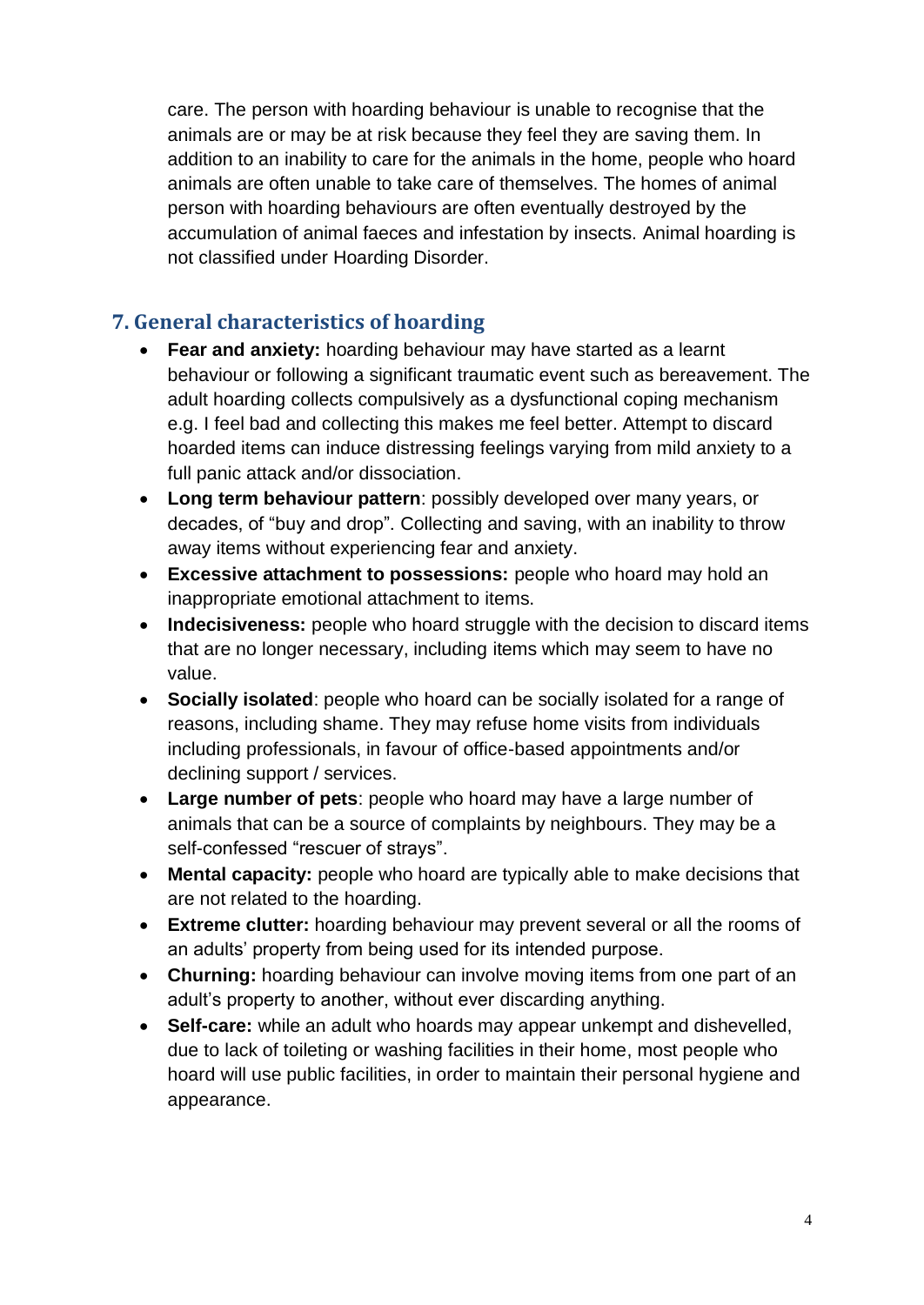care. The person with hoarding behaviour is unable to recognise that the animals are or may be at risk because they feel they are saving them. In addition to an inability to care for the animals in the home, people who hoard animals are often unable to take care of themselves. The homes of animal person with hoarding behaviours are often eventually destroyed by the accumulation of animal faeces and infestation by insects. Animal hoarding is not classified under Hoarding Disorder.

## 7. General characteristics of hoarding

- **Fear and anxiety:** hoarding behaviour may have started as a learnt behaviour or following a significant traumatic event such as bereavement. The adult hoarding collects compulsively as a dysfunctional coping mechanism e.g. I feel bad and collecting this makes me feel better. Attempt to discard hoarded items can induce distressing feelings varying from mild anxiety to a full panic attack and/or dissociation.
- **Long term behaviour pattern**: possibly developed over many years, or decades, of "buy and drop". Collecting and saving, with an inability to throw away items without experiencing fear and anxiety.
- **Excessive attachment to possessions:** people who hoard may hold an inappropriate emotional attachment to items.
- **Indecisiveness:** people who hoard struggle with the decision to discard items that are no longer necessary, including items which may seem to have no value.
- **Socially isolated**: people who hoard can be socially isolated for a range of reasons, including shame. They may refuse home visits from individuals including professionals, in favour of office-based appointments and/or declining support / services.
- **Large number of pets**: people who hoard may have a large number of animals that can be a source of complaints by neighbours. They may be a self-confessed "rescuer of strays".
- **Mental capacity:** people who hoard are typically able to make decisions that are not related to the hoarding.
- **Extreme clutter:** hoarding behaviour may prevent several or all the rooms of an adults' property from being used for its intended purpose.
- **Churning:** hoarding behaviour can involve moving items from one part of an adult's property to another, without ever discarding anything.
- **Self-care:** while an adult who hoards may appear unkempt and dishevelled, due to lack of toileting or washing facilities in their home, most people who hoard will use public facilities, in order to maintain their personal hygiene and appearance.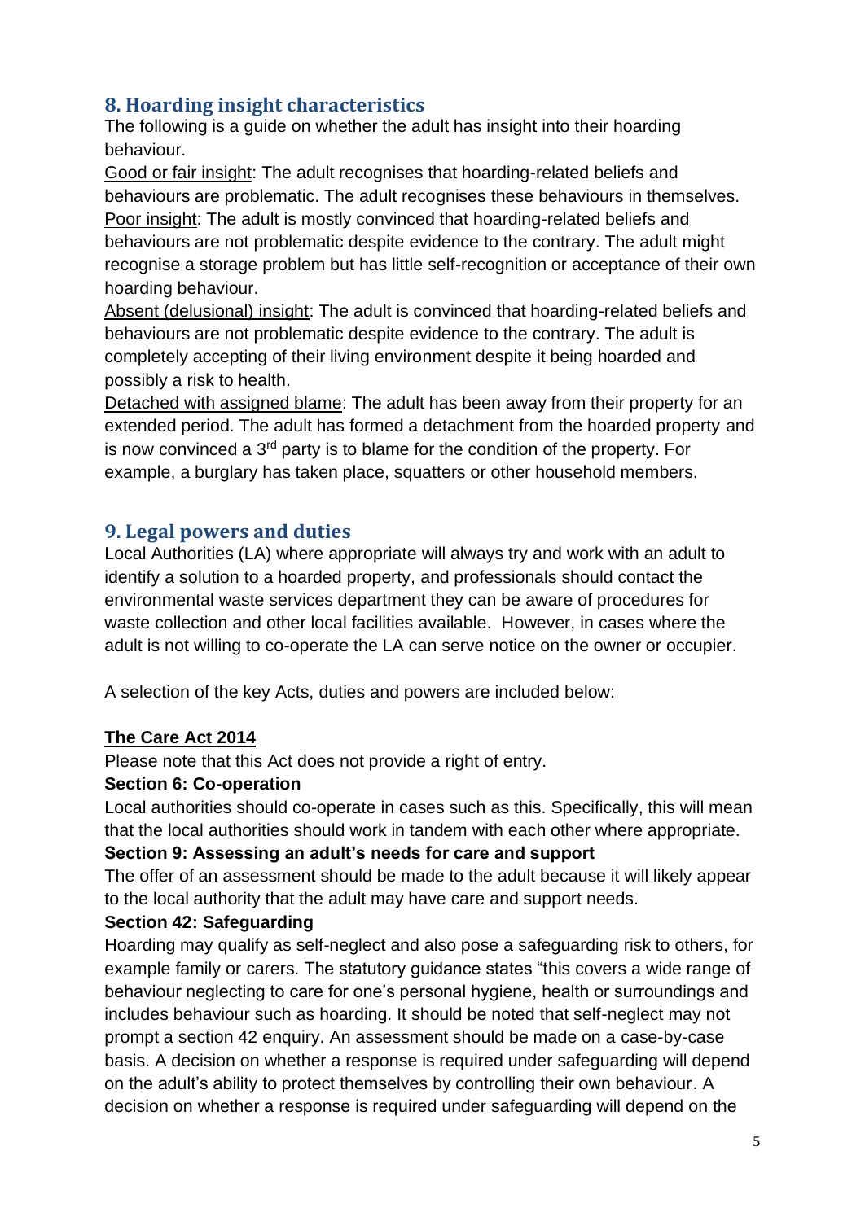## 8. Hoarding insight characteristics

The following is a guide on whether the adult has insight into their hoarding behaviour.

Good or fair insight: The adult recognises that hoarding-related beliefs and behaviours are problematic. The adult recognises these behaviours in themselves.

Poor insight: The adult is mostly convinced that hoarding-related beliefs and behaviours are not problematic despite evidence to the contrary. The adult might recognise a storage problem but has little self-recognition or acceptance of their own hoarding behaviour.

Absent (delusional) insight: The adult is convinced that hoarding-related beliefs and behaviours are not problematic despite evidence to the contrary. The adult is completely accepting of their living environment despite it being hoarded and possibly a risk to health.

Detached with assigned blame: The adult has been away from their property for an extended period. The adult has formed a detachment from the hoarded property and is now convinced a 3rd party is to blame for the condition of the property. For example, a burglary has taken place, squatters or other household members.

## 9. Legal powers and duties

Local Authorities (LA) where appropriate will always try and work with an adult to identify a solution to a hoarded property, and professionals should contact the environmental waste services department they can be aware of procedures for waste collection and other local facilities available. However, in cases where the adult is not willing to co-operate the LA can serve notice on the owner or occupier.

A selection of the key Acts, duties and powers are included below:

**The Care Act 2014**

Please note that this Act does not provide a right of entry.

**Section 6: Co-operation**

Local authorities should co-operate in cases such as this. Specifically, this will mean that the local authorities should work in tandem with each other where appropriate.

**Section 9: Assessing an adult's needs for care and support**

The offer of an assessment should be made to the adult because it will likely appear to the local authority that the adult may have care and support needs.

**Section 42: Safeguarding**

Hoarding may qualify as self-neglect and also pose a safeguarding risk to others, for example family or carers. The statutory guidance states "this covers a wide range of behaviour neglecting to care for one's personal hygiene, health or surroundings and includes behaviour such as hoarding. It should be noted that self-neglect may not prompt a section 42 enquiry. An assessment should be made on a case-by-case basis. A decision on whether a response is required under safeguarding will depend on the adult's ability to protect themselves by controlling their own behaviour. A decision on whether a response is required under safeguarding will depend on the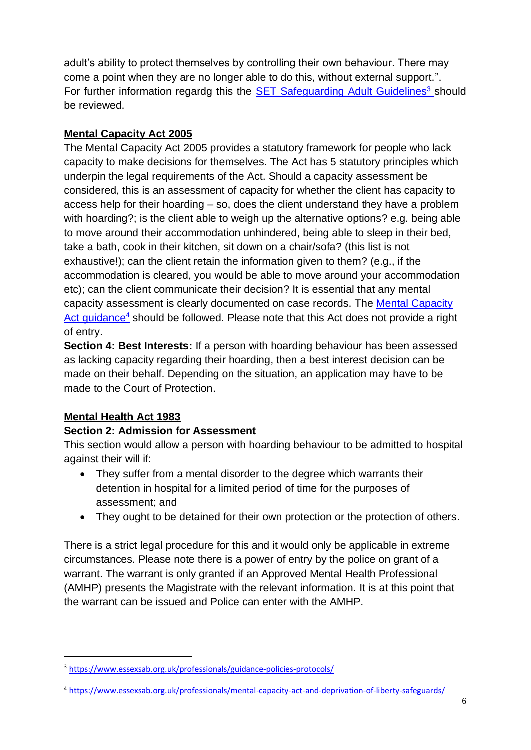adult's ability to protect themselves by controlling their own behaviour. There may come a point when they are no longer able to do this, without external support.". For further information regardg this the SET Safeguarding Adult Guidelines[3] should be reviewed.

## Mental Capacity Act 2005

The Mental Capacity Act 2005 provides a statutory framework for people who lack capacity to make decisions for themselves. The Act has 5 statutory principles which underpin the legal requirements of the Act. Should a capacity assessment be considered, this is an assessment of capacity for whether the client has capacity to access help for their hoarding – so, does the client understand they have a problem with hoarding?; is the client able to weigh up the alternative options? e.g. being able to move around their accommodation unhindered, being able to sleep in their bed, take a bath, cook in their kitchen, sit down on a chair/sofa? (this list is not exhaustive!); can the client retain the information given to them? (e.g., if the accommodation is cleared, you would be able to move around your accommodation etc); can the client communicate their decision? It is essential that any mental capacity assessment is clearly documented on case records. The Mental Capacity Act guidance[4] should be followed. Please note that this Act does not provide a right of entry.

**Section 4: Best Interests:** If a person with hoarding behaviour has been assessed as lacking capacity regarding their hoarding, then a best interest decision can be made on their behalf. Depending on the situation, an application may have to be made to the Court of Protection.

## Mental Health Act 1983

**Section 2: Admission for Assessment**

This section would allow a person with hoarding behaviour to be admitted to hospital against their will if:

- They suffer from a mental disorder to the degree which warrants their detention in hospital for a limited period of time for the purposes of assessment; and
- They ought to be detained for their own protection or the protection of others.

There is a strict legal procedure for this and it would only be applicable in extreme circumstances. Please note there is a power of entry by the police on grant of a warrant. The warrant is only granted if an Approved Mental Health Professional (AMHP) presents the Magistrate with the relevant information. It is at this point that the warrant can be issued and Police can enter with the AMHP.

---

[3] https://www.essexsab.org.uk/professionals/guidance-policies-protocols/

[4] https://www.essexsab.org.uk/professionals/mental-capacity-act-and-deprivation-of-liberty-safeguards/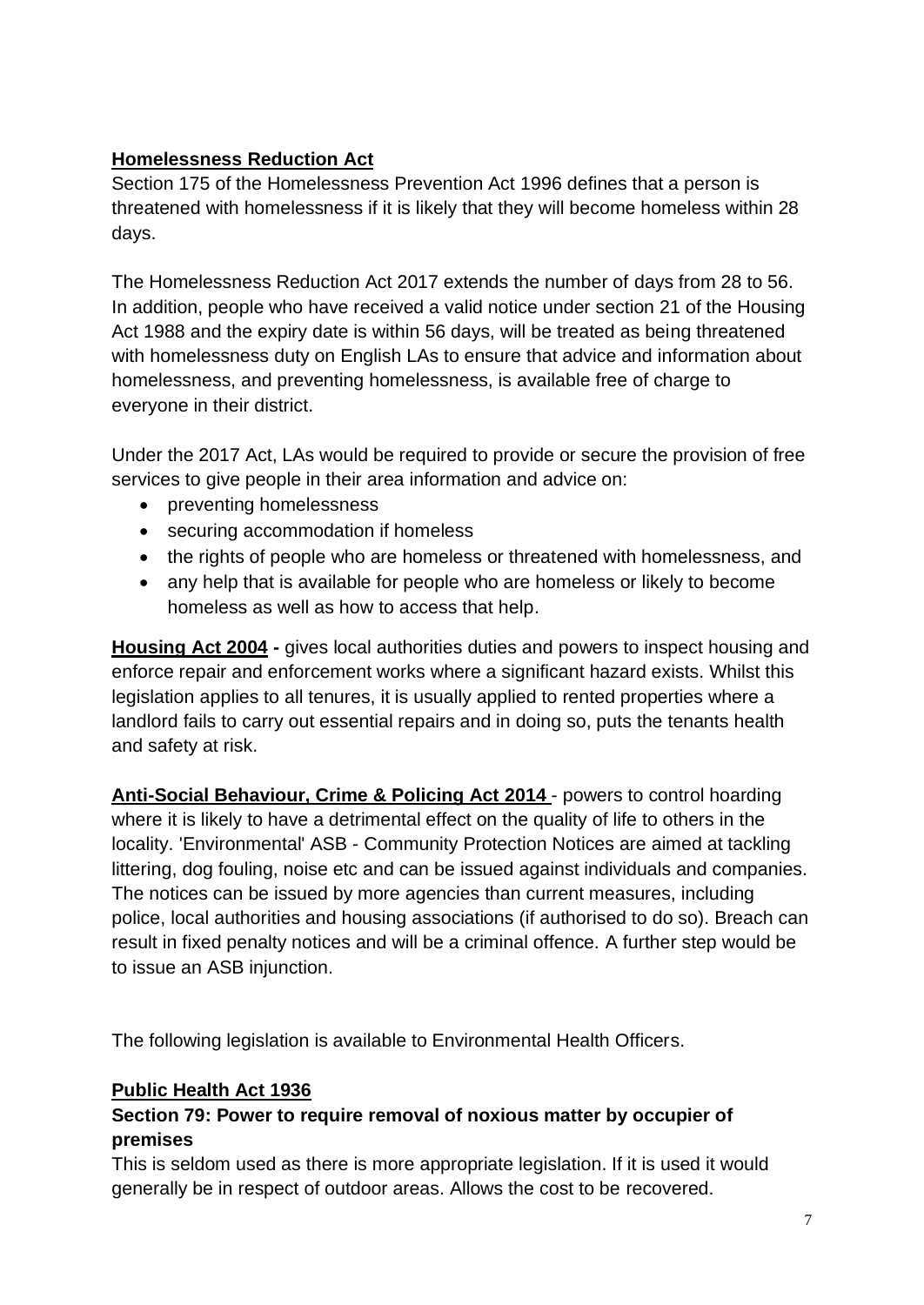**Homelessness Reduction Act**

Section 175 of the Homelessness Prevention Act 1996 defines that a person is threatened with homelessness if it is likely that they will become homeless within 28 days.

The Homelessness Reduction Act 2017 extends the number of days from 28 to 56. In addition, people who have received a valid notice under section 21 of the Housing Act 1988 and the expiry date is within 56 days, will be treated as being threatened with homelessness duty on English LAs to ensure that advice and information about homelessness, and preventing homelessness, is available free of charge to everyone in their district.

Under the 2017 Act, LAs would be required to provide or secure the provision of free services to give people in their area information and advice on:

- preventing homelessness
- securing accommodation if homeless
- the rights of people who are homeless or threatened with homelessness, and
- any help that is available for people who are homeless or likely to become homeless as well as how to access that help.

**Housing Act 2004 -** gives local authorities duties and powers to inspect housing and enforce repair and enforcement works where a significant hazard exists. Whilst this legislation applies to all tenures, it is usually applied to rented properties where a landlord fails to carry out essential repairs and in doing so, puts the tenants health and safety at risk.

**Anti-Social Behaviour, Crime & Policing Act 2014** - powers to control hoarding where it is likely to have a detrimental effect on the quality of life to others in the locality. 'Environmental' ASB - Community Protection Notices are aimed at tackling littering, dog fouling, noise etc and can be issued against individuals and companies. The notices can be issued by more agencies than current measures, including police, local authorities and housing associations (if authorised to do so). Breach can result in fixed penalty notices and will be a criminal offence. A further step would be to issue an ASB injunction.

The following legislation is available to Environmental Health Officers.

**Public Health Act 1936**

**Section 79: Power to require removal of noxious matter by occupier of premises**

This is seldom used as there is more appropriate legislation. If it is used it would generally be in respect of outdoor areas. Allows the cost to be recovered.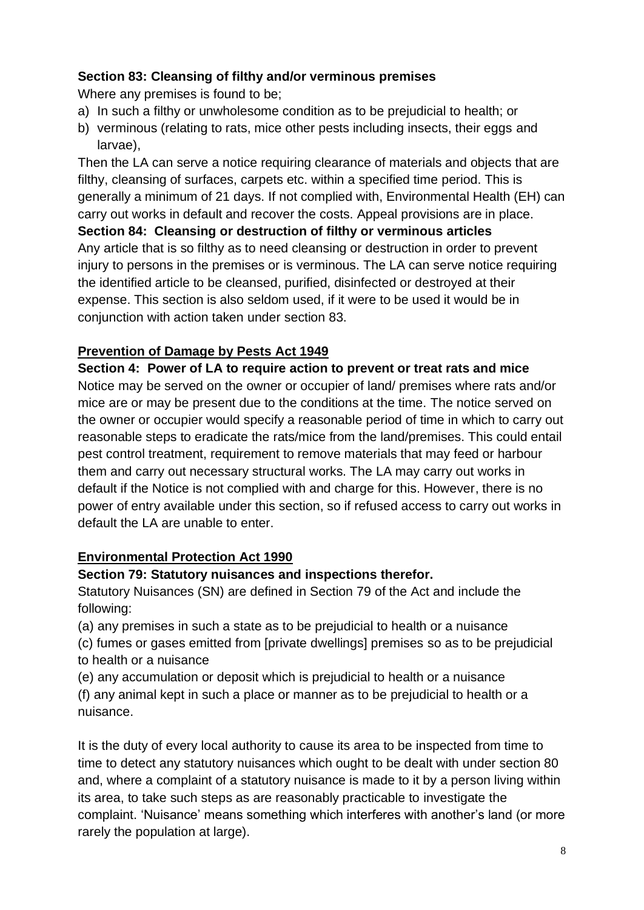**Section 83: Cleansing of filthy and/or verminous premises**

Where any premises is found to be;

a) In such a filthy or unwholesome condition as to be prejudicial to health; or
b) verminous (relating to rats, mice other pests including insects, their eggs and larvae),

Then the LA can serve a notice requiring clearance of materials and objects that are filthy, cleansing of surfaces, carpets etc. within a specified time period. This is generally a minimum of 21 days. If not complied with, Environmental Health (EH) can carry out works in default and recover the costs. Appeal provisions are in place.

**Section 84: Cleansing or destruction of filthy or verminous articles**

Any article that is so filthy as to need cleansing or destruction in order to prevent injury to persons in the premises or is verminous. The LA can serve notice requiring the identified article to be cleansed, purified, disinfected or destroyed at their expense. This section is also seldom used, if it were to be used it would be in conjunction with action taken under section 83.

## **Prevention of Damage by Pests Act 1949**

**Section 4: Power of LA to require action to prevent or treat rats and mice**

Notice may be served on the owner or occupier of land/ premises where rats and/or mice are or may be present due to the conditions at the time. The notice served on the owner or occupier would specify a reasonable period of time in which to carry out reasonable steps to eradicate the rats/mice from the land/premises. This could entail pest control treatment, requirement to remove materials that may feed or harbour them and carry out necessary structural works. The LA may carry out works in default if the Notice is not complied with and charge for this. However, there is no power of entry available under this section, so if refused access to carry out works in default the LA are unable to enter.

## **Environmental Protection Act 1990**

**Section 79: Statutory nuisances and inspections therefor.**

Statutory Nuisances (SN) are defined in Section 79 of the Act and include the following:

(a) any premises in such a state as to be prejudicial to health or a nuisance
(c) fumes or gases emitted from [private dwellings] premises so as to be prejudicial to health or a nuisance
(e) any accumulation or deposit which is prejudicial to health or a nuisance
(f) any animal kept in such a place or manner as to be prejudicial to health or a nuisance.

It is the duty of every local authority to cause its area to be inspected from time to time to detect any statutory nuisances which ought to be dealt with under section 80 and, where a complaint of a statutory nuisance is made to it by a person living within its area, to take such steps as are reasonably practicable to investigate the complaint. 'Nuisance' means something which interferes with another's land (or more rarely the population at large).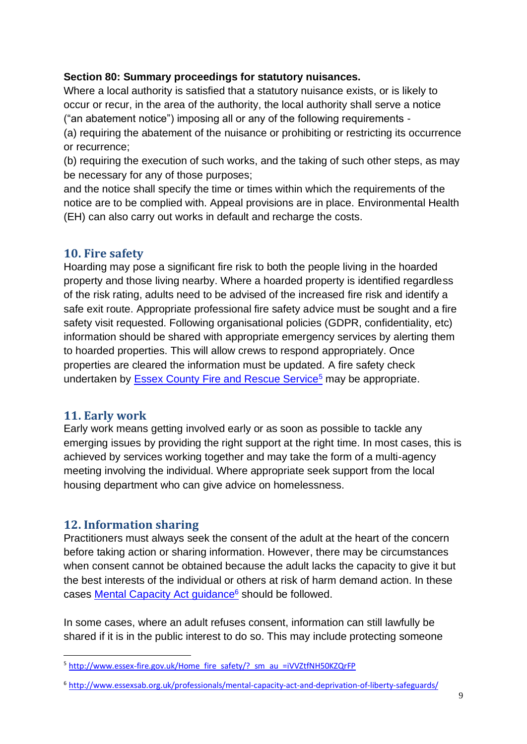**Section 80: Summary proceedings for statutory nuisances.**
Where a local authority is satisfied that a statutory nuisance exists, or is likely to occur or recur, in the area of the authority, the local authority shall serve a notice ("an abatement notice") imposing all or any of the following requirements -
(a) requiring the abatement of the nuisance or prohibiting or restricting its occurrence or recurrence;
(b) requiring the execution of such works, and the taking of such other steps, as may be necessary for any of those purposes;
and the notice shall specify the time or times within which the requirements of the notice are to be complied with. Appeal provisions are in place. Environmental Health (EH) can also carry out works in default and recharge the costs.

## 10. Fire safety

Hoarding may pose a significant fire risk to both the people living in the hoarded property and those living nearby. Where a hoarded property is identified regardless of the risk rating, adults need to be advised of the increased fire risk and identify a safe exit route. Appropriate professional fire safety advice must be sought and a fire safety visit requested. Following organisational policies (GDPR, confidentiality, etc) information should be shared with appropriate emergency services by alerting them to hoarded properties. This will allow crews to respond appropriately. Once properties are cleared the information must be updated. A fire safety check undertaken by [Essex County Fire and Rescue Service][5] may be appropriate.

## 11. Early work

Early work means getting involved early or as soon as possible to tackle any emerging issues by providing the right support at the right time. In most cases, this is achieved by services working together and may take the form of a multi-agency meeting involving the individual. Where appropriate seek support from the local housing department who can give advice on homelessness.

## 12. Information sharing

Practitioners must always seek the consent of the adult at the heart of the concern before taking action or sharing information. However, there may be circumstances when consent cannot be obtained because the adult lacks the capacity to give it but the best interests of the individual or others at risk of harm demand action. In these cases [Mental Capacity Act guidance][6] should be followed.

In some cases, where an adult refuses consent, information can still lawfully be shared if it is in the public interest to do so. This may include protecting someone

---

[5] http://www.essex-fire.gov.uk/Home_fire_safety/?_sm_au_=iVVZtfNH50KZQrFP

[6] http://www.essexsab.org.uk/professionals/mental-capacity-act-and-deprivation-of-liberty-safeguards/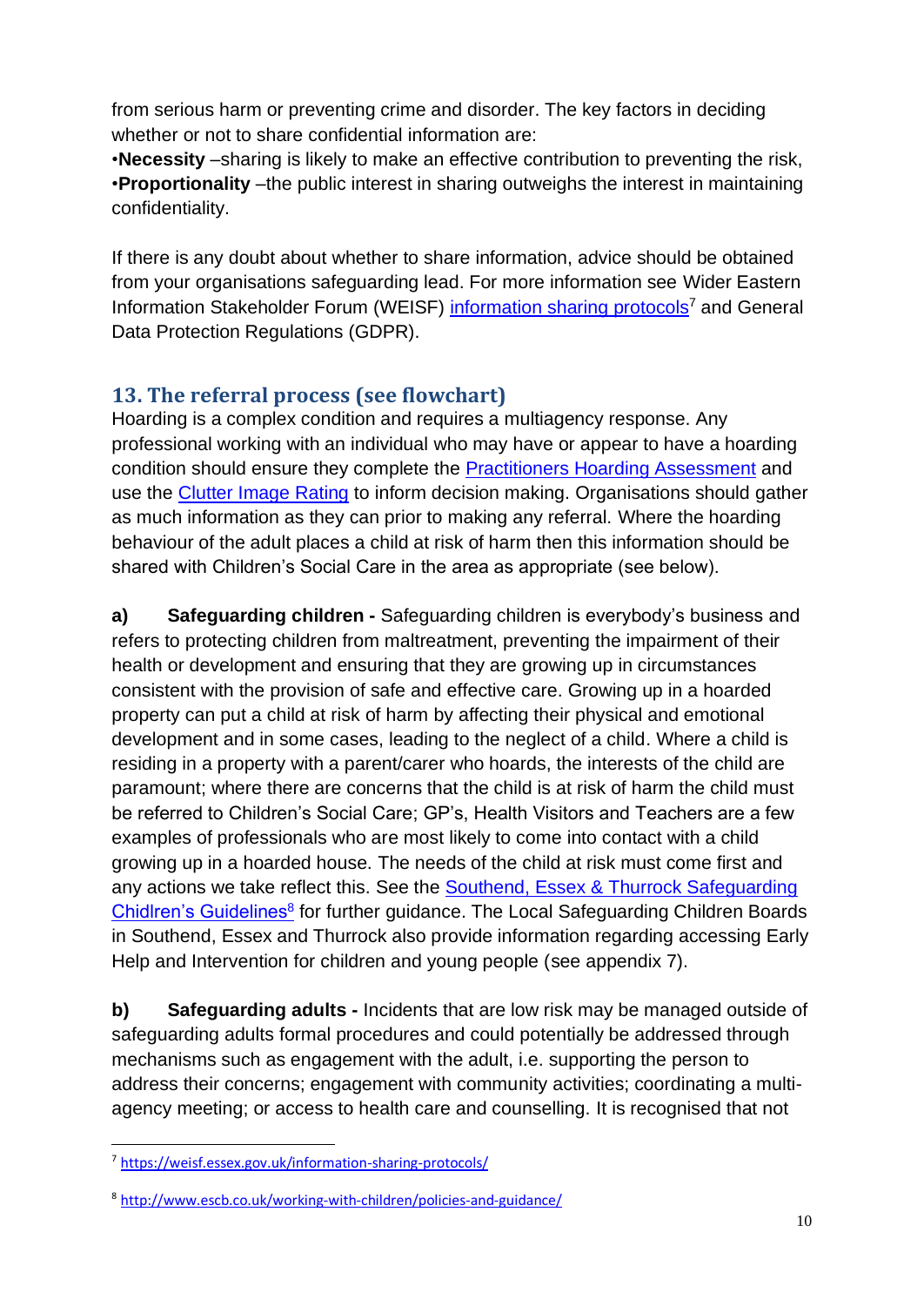from serious harm or preventing crime and disorder. The key factors in deciding whether or not to share confidential information are:

•**Necessity** –sharing is likely to make an effective contribution to preventing the risk,
•**Proportionality** –the public interest in sharing outweighs the interest in maintaining confidentiality.

If there is any doubt about whether to share information, advice should be obtained from your organisations safeguarding lead. For more information see Wider Eastern Information Stakeholder Forum (WEISF) information sharing protocols[7] and General Data Protection Regulations (GDPR).

## 13. The referral process (see flowchart)

Hoarding is a complex condition and requires a multiagency response. Any professional working with an individual who may have or appear to have a hoarding condition should ensure they complete the Practitioners Hoarding Assessment and use the Clutter Image Rating to inform decision making. Organisations should gather as much information as they can prior to making any referral. Where the hoarding behaviour of the adult places a child at risk of harm then this information should be shared with Children's Social Care in the area as appropriate (see below).

**a) Safeguarding children -** Safeguarding children is everybody's business and refers to protecting children from maltreatment, preventing the impairment of their health or development and ensuring that they are growing up in circumstances consistent with the provision of safe and effective care. Growing up in a hoarded property can put a child at risk of harm by affecting their physical and emotional development and in some cases, leading to the neglect of a child. Where a child is residing in a property with a parent/carer who hoards, the interests of the child are paramount; where there are concerns that the child is at risk of harm the child must be referred to Children's Social Care; GP's, Health Visitors and Teachers are a few examples of professionals who are most likely to come into contact with a child growing up in a hoarded house. The needs of the child at risk must come first and any actions we take reflect this. See the Southend, Essex & Thurrock Safeguarding Chidlren's Guidelines[8] for further guidance. The Local Safeguarding Children Boards in Southend, Essex and Thurrock also provide information regarding accessing Early Help and Intervention for children and young people (see appendix 7).

**b) Safeguarding adults -** Incidents that are low risk may be managed outside of safeguarding adults formal procedures and could potentially be addressed through mechanisms such as engagement with the adult, i.e. supporting the person to address their concerns; engagement with community activities; coordinating a multi-agency meeting; or access to health care and counselling. It is recognised that not

[7] https://weisf.essex.gov.uk/information-sharing-protocols/

[8] http://www.escb.co.uk/working-with-children/policies-and-guidance/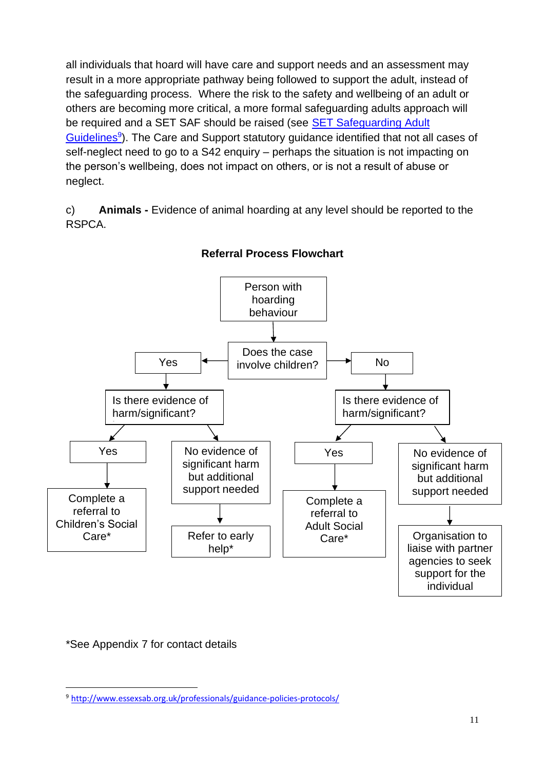all individuals that hoard will have care and support needs and an assessment may result in a more appropriate pathway being followed to support the adult, instead of the safeguarding process. Where the risk to the safety and wellbeing of an adult or others are becoming more critical, a more formal safeguarding adults approach will be required and a SET SAF should be raised (see SET Safeguarding Adult Guidelines[9]). The Care and Support statutory guidance identified that not all cases of self-neglect need to go to a S42 enquiry – perhaps the situation is not impacting on the person's wellbeing, does not impact on others, or is not a result of abuse or neglect.

c) **Animals -** Evidence of animal hoarding at any level should be reported to the RSPCA.

**Referral Process Flowchart**

- Person with hoarding behaviour
  - Does the case involve children?
    - **Yes** → Is there evidence of harm/significant?
      - **Yes** → Complete a referral to Children's Social Care*
      - **No evidence of significant harm but additional support needed** → Refer to early help*
    - **No** → Is there evidence of harm/significant?
      - **Yes** → Complete a referral to Adult Social Care*
      - **No evidence of significant harm but additional support needed** → Organisation to liaise with partner agencies to seek support for the individual

*See Appendix 7 for contact details

[9] http://www.essexsab.org.uk/professionals/guidance-policies-protocols/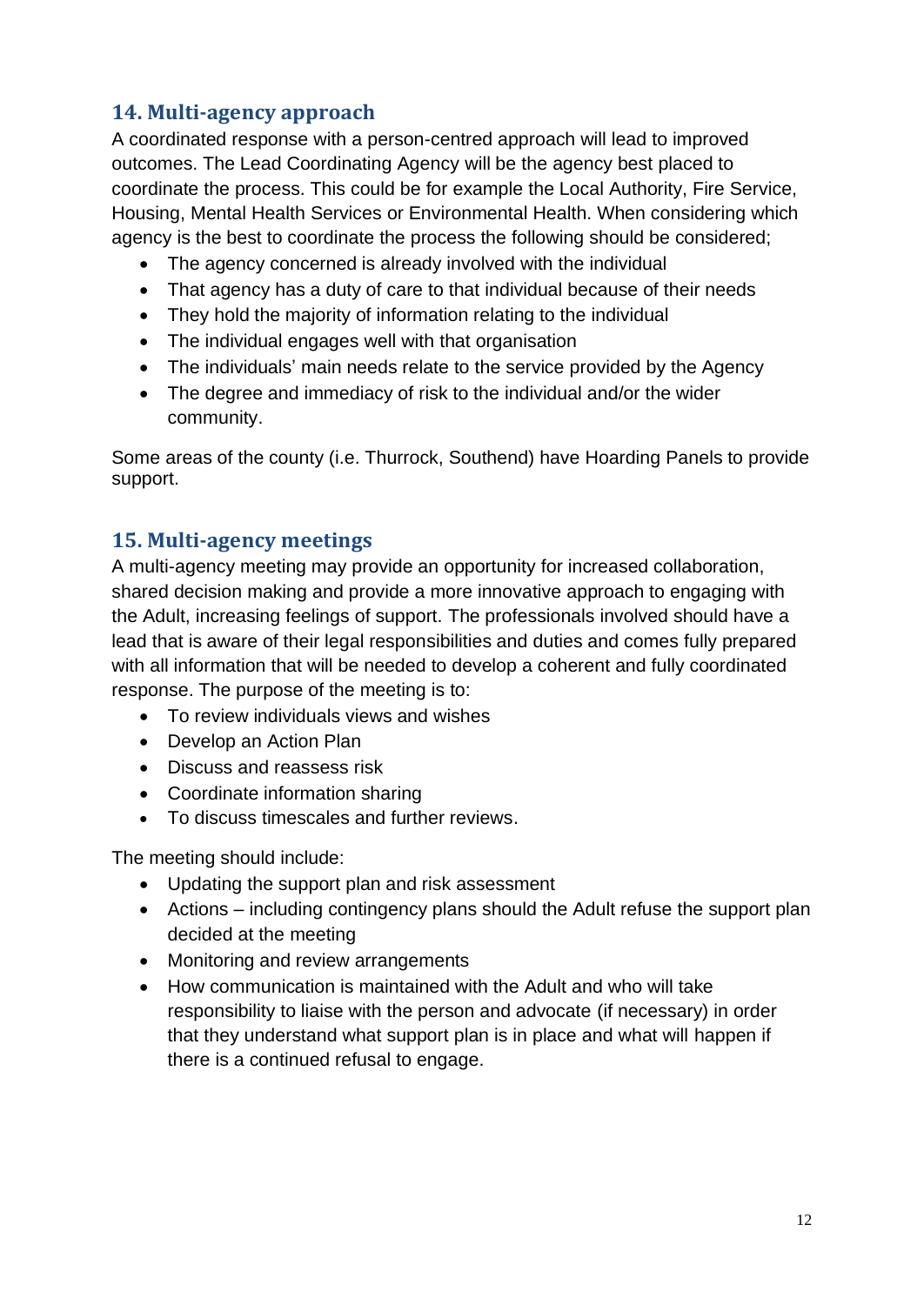## 14. Multi-agency approach

A coordinated response with a person-centred approach will lead to improved outcomes. The Lead Coordinating Agency will be the agency best placed to coordinate the process. This could be for example the Local Authority, Fire Service, Housing, Mental Health Services or Environmental Health. When considering which agency is the best to coordinate the process the following should be considered;

- The agency concerned is already involved with the individual
- That agency has a duty of care to that individual because of their needs
- They hold the majority of information relating to the individual
- The individual engages well with that organisation
- The individuals' main needs relate to the service provided by the Agency
- The degree and immediacy of risk to the individual and/or the wider community.

Some areas of the county (i.e. Thurrock, Southend) have Hoarding Panels to provide support.

## 15. Multi-agency meetings

A multi-agency meeting may provide an opportunity for increased collaboration, shared decision making and provide a more innovative approach to engaging with the Adult, increasing feelings of support. The professionals involved should have a lead that is aware of their legal responsibilities and duties and comes fully prepared with all information that will be needed to develop a coherent and fully coordinated response. The purpose of the meeting is to:

- To review individuals views and wishes
- Develop an Action Plan
- Discuss and reassess risk
- Coordinate information sharing
- To discuss timescales and further reviews.

The meeting should include:

- Updating the support plan and risk assessment
- Actions – including contingency plans should the Adult refuse the support plan decided at the meeting
- Monitoring and review arrangements
- How communication is maintained with the Adult and who will take responsibility to liaise with the person and advocate (if necessary) in order that they understand what support plan is in place and what will happen if there is a continued refusal to engage.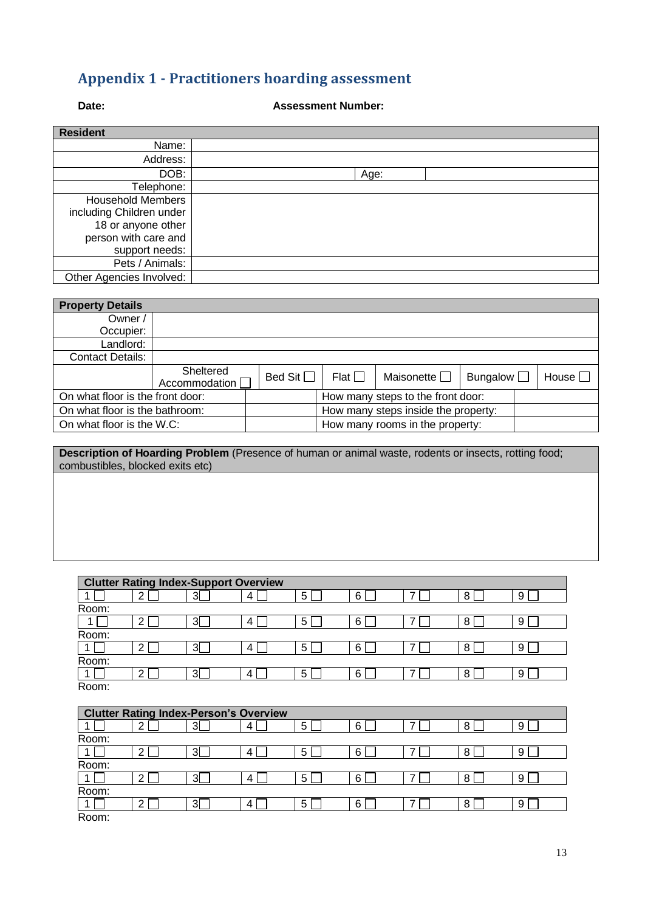# Appendix 1 - Practitioners hoarding assessment

**Date:** **Assessment Number:**

| **Resident** | | | |
|---|---|---|---|
| Name: | | | |
| Address: | | | |
| DOB: | | Age: | |
| Telephone: | | | |
| Household Members including Children under 18 or anyone other person with care and support needs: | | | |
| Pets / Animals: | | | |
| Other Agencies Involved: | | | |

| **Property Details** | | | | | | |
|---|---|---|---|---|---|---|
| Owner / Occupier: | | | | | | |
| Landlord: | | | | | | |
| Contact Details: | | | | | | |
| | Sheltered Accommodation ☐ | Bed Sit ☐ | Flat ☐ | Maisonette ☐ | Bungalow ☐ | House ☐ |

| | | | |
|---|---|---|---|
| On what floor is the front door: | | How many steps to the front door: | |
| On what floor is the bathroom: | | How many steps inside the property: | |
| On what floor is the W.C: | | How many rooms in the property: | |

| **Description of Hoarding Problem** (Presence of human or animal waste, rodents or insects, rotting food; combustibles, blocked exits etc) |
|---|
| |

| **Clutter Rating Index-Support Overview** | | | | | | | | |
|---|---|---|---|---|---|---|---|---|
| 1 ☐ | 2 ☐ | 3 ☐ | 4 ☐ | 5 ☐ | 6 ☐ | 7 ☐ | 8 ☐ | 9 ☐ |
| Room: | | | | | | | | |
| 1 ☐ | 2 ☐ | 3 ☐ | 4 ☐ | 5 ☐ | 6 ☐ | 7 ☐ | 8 ☐ | 9 ☐ |
| Room: | | | | | | | | |
| 1 ☐ | 2 ☐ | 3 ☐ | 4 ☐ | 5 ☐ | 6 ☐ | 7 ☐ | 8 ☐ | 9 ☐ |
| Room: | | | | | | | | |
| 1 ☐ | 2 ☐ | 3 ☐ | 4 ☐ | 5 ☐ | 6 ☐ | 7 ☐ | 8 ☐ | 9 ☐ |
| Room: | | | | | | | | |

| **Clutter Rating Index-Person's Overview** | | | | | | | | |
|---|---|---|---|---|---|---|---|---|
| 1 ☐ | 2 ☐ | 3 ☐ | 4 ☐ | 5 ☐ | 6 ☐ | 7 ☐ | 8 ☐ | 9 ☐ |
| Room: | | | | | | | | |
| 1 ☐ | 2 ☐ | 3 ☐ | 4 ☐ | 5 ☐ | 6 ☐ | 7 ☐ | 8 ☐ | 9 ☐ |
| Room: | | | | | | | | |
| 1 ☐ | 2 ☐ | 3 ☐ | 4 ☐ | 5 ☐ | 6 ☐ | 7 ☐ | 8 ☐ | 9 ☐ |
| Room: | | | | | | | | |
| 1 ☐ | 2 ☐ | 3 ☐ | 4 ☐ | 5 ☐ | 6 ☐ | 7 ☐ | 8 ☐ | 9 ☐ |
| Room: | | | | | | | | |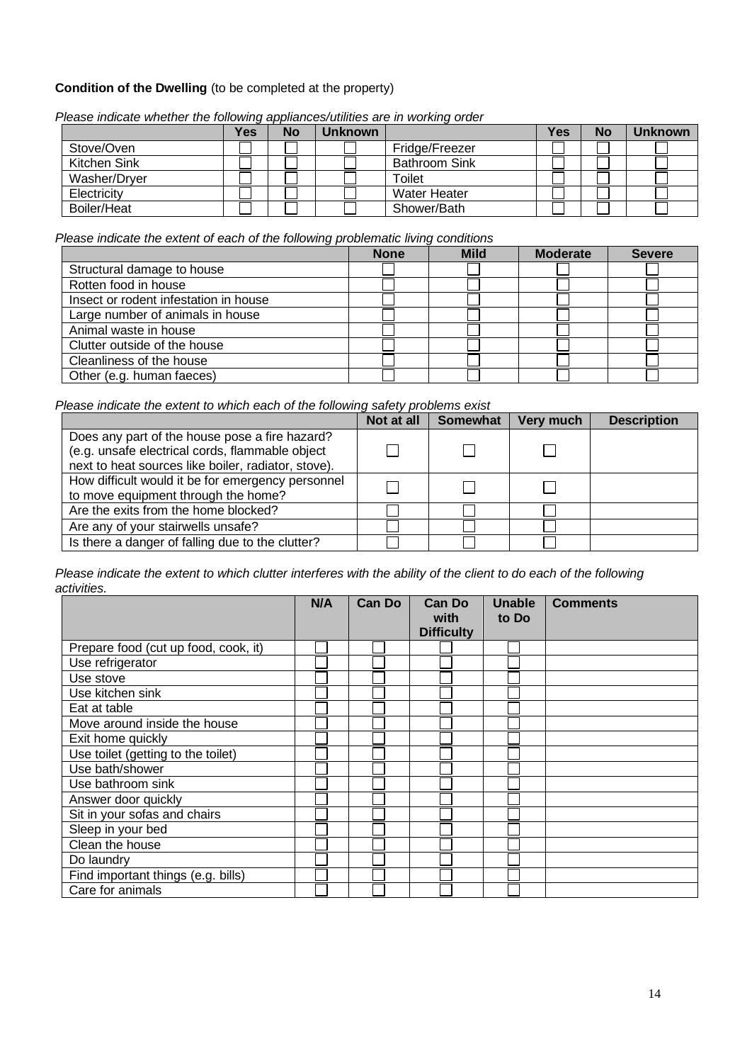**Condition of the Dwelling** (to be completed at the property)

*Please indicate whether the following appliances/utilities are in working order*

| | Yes | No | Unknown | | Yes | No | Unknown |
|---|---|---|---|---|---|---|---|
| Stove/Oven | ☐ | ☐ | ☐ | Fridge/Freezer | ☐ | ☐ | ☐ |
| Kitchen Sink | ☐ | ☐ | ☐ | Bathroom Sink | ☐ | ☐ | ☐ |
| Washer/Dryer | ☐ | ☐ | ☐ | Toilet | ☐ | ☐ | ☐ |
| Electricity | ☐ | ☐ | ☐ | Water Heater | ☐ | ☐ | ☐ |
| Boiler/Heat | ☐ | ☐ | ☐ | Shower/Bath | ☐ | ☐ | ☐ |

*Please indicate the extent of each of the following problematic living conditions*

| | None | Mild | Moderate | Severe |
|---|---|---|---|---|
| Structural damage to house | ☐ | ☐ | ☐ | ☐ |
| Rotten food in house | ☐ | ☐ | ☐ | ☐ |
| Insect or rodent infestation in house | ☐ | ☐ | ☐ | ☐ |
| Large number of animals in house | ☐ | ☐ | ☐ | ☐ |
| Animal waste in house | ☐ | ☐ | ☐ | ☐ |
| Clutter outside of the house | ☐ | ☐ | ☐ | ☐ |
| Cleanliness of the house | ☐ | ☐ | ☐ | ☐ |
| Other (e.g. human faeces) | ☐ | ☐ | ☐ | ☐ |

*Please indicate the extent to which each of the following safety problems exist*

| | Not at all | Somewhat | Very much | Description |
|---|---|---|---|---|
| Does any part of the house pose a fire hazard? (e.g. unsafe electrical cords, flammable object next to heat sources like boiler, radiator, stove). | ☐ | ☐ | ☐ | |
| How difficult would it be for emergency personnel to move equipment through the home? | ☐ | ☐ | ☐ | |
| Are the exits from the home blocked? | ☐ | ☐ | ☐ | |
| Are any of your stairwells unsafe? | ☐ | ☐ | ☐ | |
| Is there a danger of falling due to the clutter? | ☐ | ☐ | ☐ | |

*Please indicate the extent to which clutter interferes with the ability of the client to do each of the following activities.*

| | N/A | Can Do | Can Do with Difficulty | Unable to Do | Comments |
|---|---|---|---|---|---|
| Prepare food (cut up food, cook, it) | ☐ | ☐ | ☐ | ☐ | |
| Use refrigerator | ☐ | ☐ | ☐ | ☐ | |
| Use stove | ☐ | ☐ | ☐ | ☐ | |
| Use kitchen sink | ☐ | ☐ | ☐ | ☐ | |
| Eat at table | ☐ | ☐ | ☐ | ☐ | |
| Move around inside the house | ☐ | ☐ | ☐ | ☐ | |
| Exit home quickly | ☐ | ☐ | ☐ | ☐ | |
| Use toilet (getting to the toilet) | ☐ | ☐ | ☐ | ☐ | |
| Use bath/shower | ☐ | ☐ | ☐ | ☐ | |
| Use bathroom sink | ☐ | ☐ | ☐ | ☐ | |
| Answer door quickly | ☐ | ☐ | ☐ | ☐ | |
| Sit in your sofas and chairs | ☐ | ☐ | ☐ | ☐ | |
| Sleep in your bed | ☐ | ☐ | ☐ | ☐ | |
| Clean the house | ☐ | ☐ | ☐ | ☐ | |
| Do laundry | ☐ | ☐ | ☐ | ☐ | |
| Find important things (e.g. bills) | ☐ | ☐ | ☐ | ☐ | |
| Care for animals | ☐ | ☐ | ☐ | ☐ | |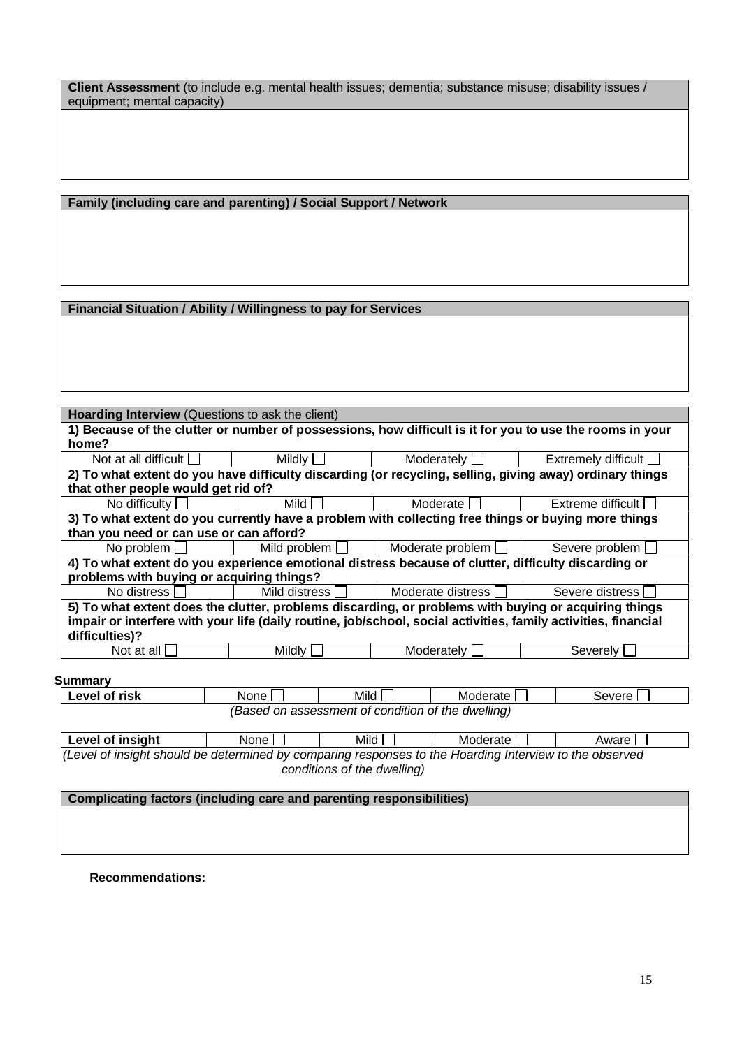| **Client Assessment** (to include e.g. mental health issues; dementia; substance misuse; disability issues / equipment; mental capacity) |
| --- |
| |

| **Family (including care and parenting) / Social Support / Network** |
| --- |
| |

| **Financial Situation / Ability / Willingness to pay for Services** |
| --- |
| |

| **Hoarding Interview** (Questions to ask the client) | | | |
| --- | --- | --- | --- |
| **1) Because of the clutter or number of possessions, how difficult is it for you to use the rooms in your home?** | | | |
| Not at all difficult ☐ | Mildly ☐ | Moderately ☐ | Extremely difficult ☐ |
| **2) To what extent do you have difficulty discarding (or recycling, selling, giving away) ordinary things that other people would get rid of?** | | | |
| No difficulty ☐ | Mild ☐ | Moderate ☐ | Extreme difficult ☐ |
| **3) To what extent do you currently have a problem with collecting free things or buying more things than you need or can use or can afford?** | | | |
| No problem ☐ | Mild problem ☐ | Moderate problem ☐ | Severe problem ☐ |
| **4) To what extent do you experience emotional distress because of clutter, difficulty discarding or problems with buying or acquiring things?** | | | |
| No distress ☐ | Mild distress ☐ | Moderate distress ☐ | Severe distress ☐ |
| **5) To what extent does the clutter, problems discarding, or problems with buying or acquiring things impair or interfere with your life (daily routine, job/school, social activities, family activities, financial difficulties)?** | | | |
| Not at all ☐ | Mildly ☐ | Moderately ☐ | Severely ☐ |

**Summary**

| **Level of risk** | None ☐ | Mild ☐ | Moderate ☐ | Severe ☐ |
| --- | --- | --- | --- | --- |

*(Based on assessment of condition of the dwelling)*

| **Level of insight** | None ☐ | Mild ☐ | Moderate ☐ | Aware ☐ |
| --- | --- | --- | --- | --- |

*(Level of insight should be determined by comparing responses to the Hoarding Interview to the observed conditions of the dwelling)*

| **Complicating factors (including care and parenting responsibilities)** |
| --- |
| |

**Recommendations:**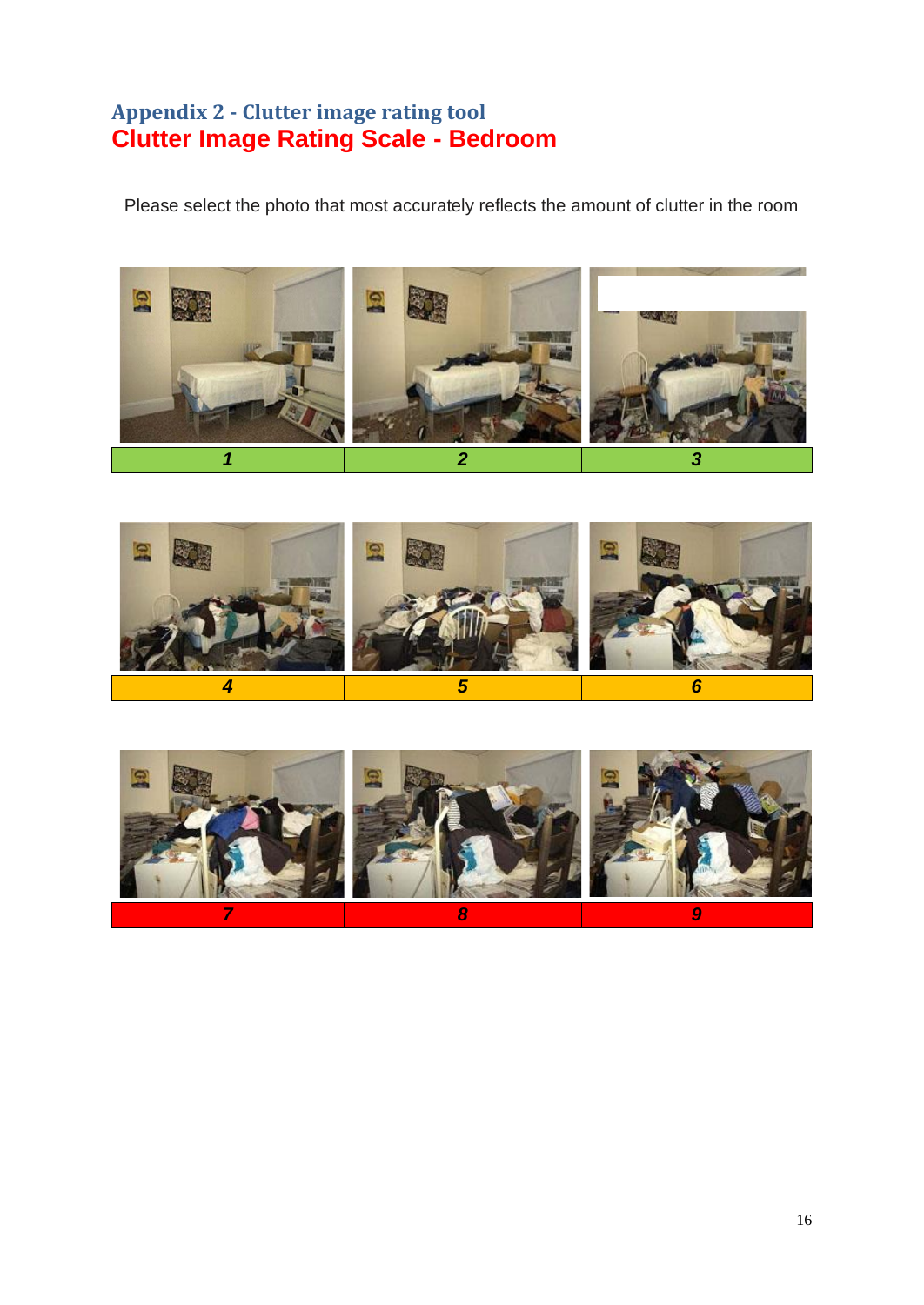## Appendix 2 - Clutter image rating tool

# Clutter Image Rating Scale - Bedroom

Please select the photo that most accurately reflects the amount of clutter in the room

| 1 | 2 | 3 |
|---|---|---|

| 4 | 5 | 6 |
|---|---|---|

| 7 | 8 | 9 |
|---|---|---|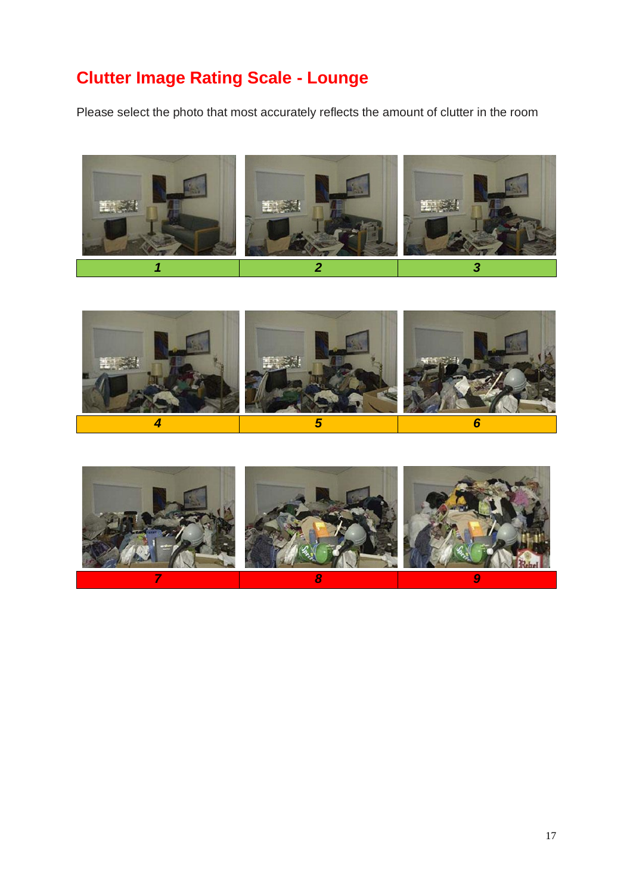# Clutter Image Rating Scale - Lounge

Please select the photo that most accurately reflects the amount of clutter in the room

| **1** | **2** | **3** |
|---|---|---|

| **4** | **5** | **6** |
|---|---|---|

| **7** | **8** | **9** |
|---|---|---|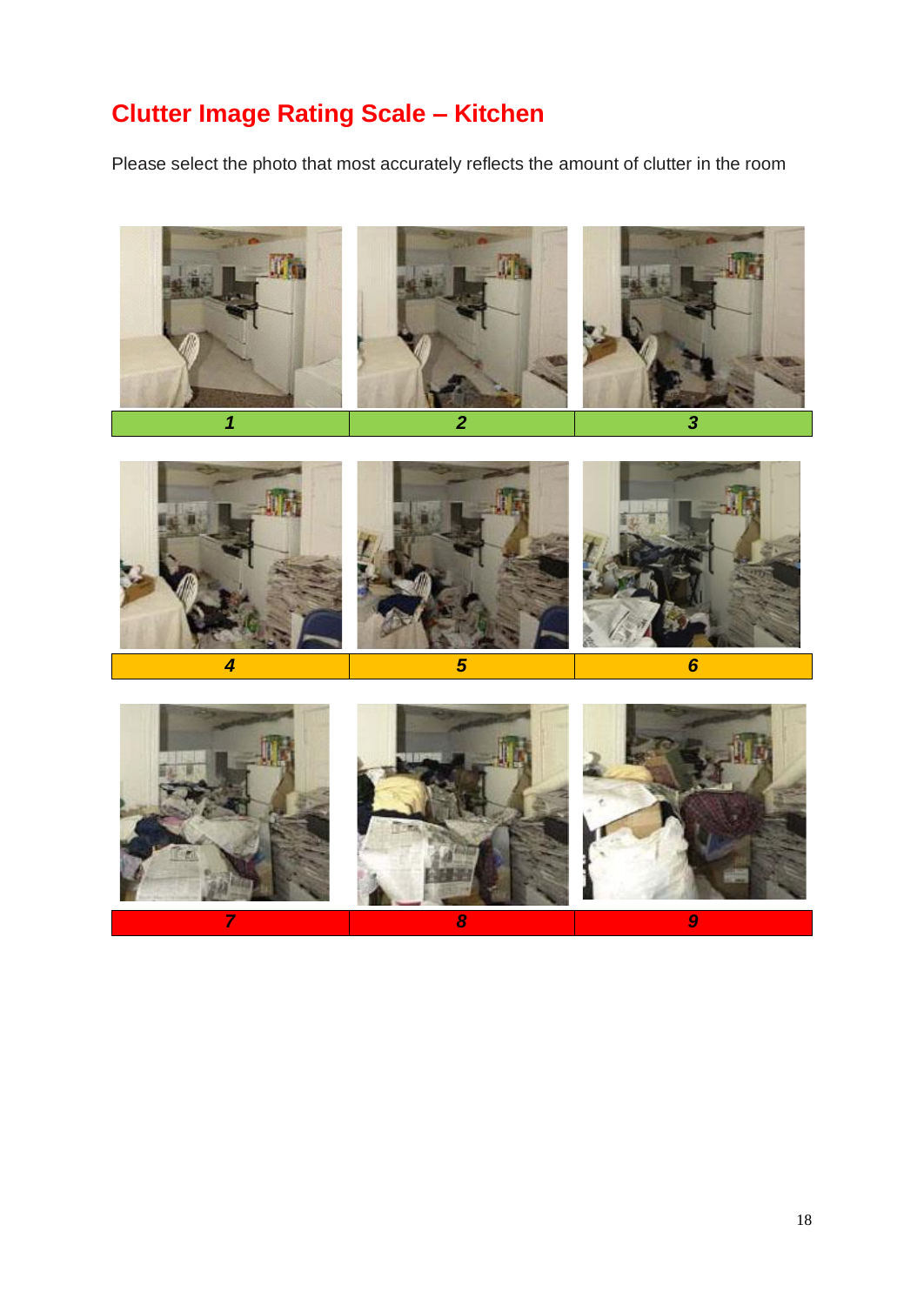# Clutter Image Rating Scale – Kitchen

Please select the photo that most accurately reflects the amount of clutter in the room

| 1 | 2 | 3 |
|---|---|---|

| 4 | 5 | 6 |
|---|---|---|

| 7 | 8 | 9 |
|---|---|---|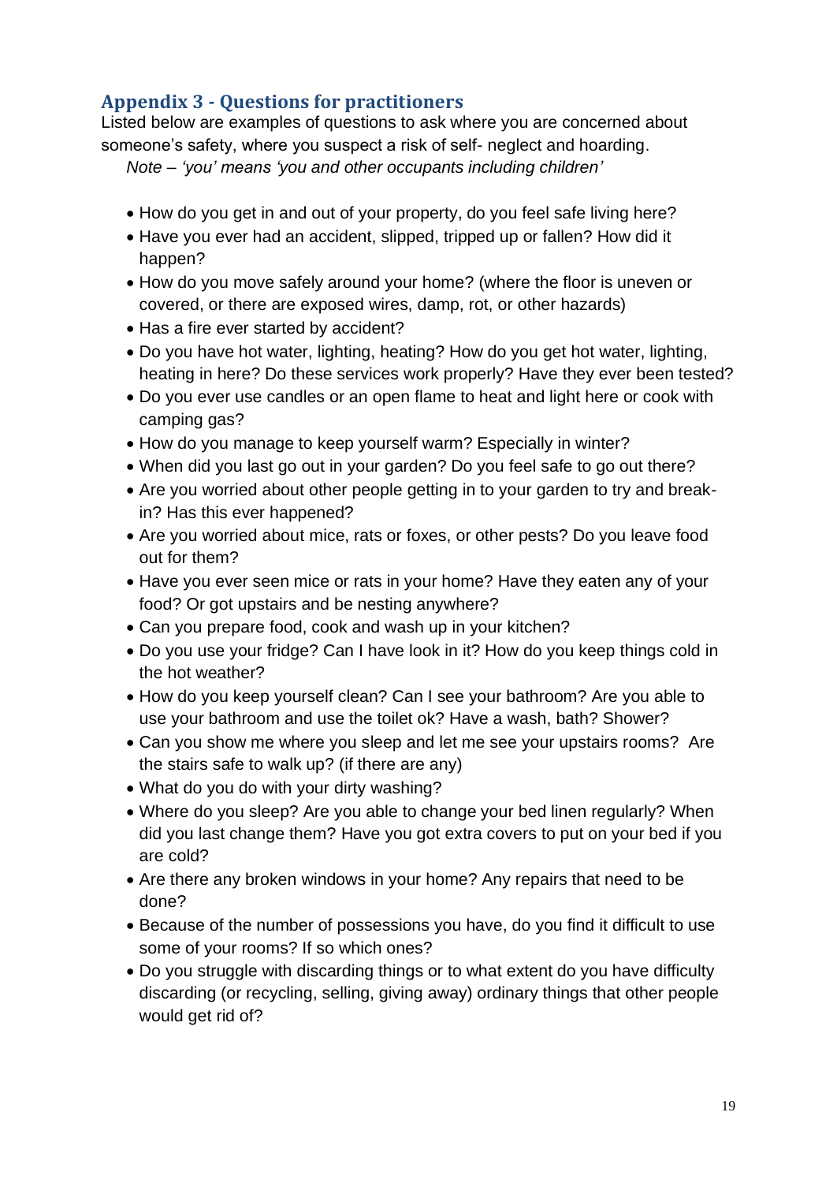## Appendix 3 - Questions for practitioners

Listed below are examples of questions to ask where you are concerned about someone's safety, where you suspect a risk of self- neglect and hoarding.

*Note – 'you' means 'you and other occupants including children'*

- How do you get in and out of your property, do you feel safe living here?
- Have you ever had an accident, slipped, tripped up or fallen? How did it happen?
- How do you move safely around your home? (where the floor is uneven or covered, or there are exposed wires, damp, rot, or other hazards)
- Has a fire ever started by accident?
- Do you have hot water, lighting, heating? How do you get hot water, lighting, heating in here? Do these services work properly? Have they ever been tested?
- Do you ever use candles or an open flame to heat and light here or cook with camping gas?
- How do you manage to keep yourself warm? Especially in winter?
- When did you last go out in your garden? Do you feel safe to go out there?
- Are you worried about other people getting in to your garden to try and break-in? Has this ever happened?
- Are you worried about mice, rats or foxes, or other pests? Do you leave food out for them?
- Have you ever seen mice or rats in your home? Have they eaten any of your food? Or got upstairs and be nesting anywhere?
- Can you prepare food, cook and wash up in your kitchen?
- Do you use your fridge? Can I have look in it? How do you keep things cold in the hot weather?
- How do you keep yourself clean? Can I see your bathroom? Are you able to use your bathroom and use the toilet ok? Have a wash, bath? Shower?
- Can you show me where you sleep and let me see your upstairs rooms? Are the stairs safe to walk up? (if there are any)
- What do you do with your dirty washing?
- Where do you sleep? Are you able to change your bed linen regularly? When did you last change them? Have you got extra covers to put on your bed if you are cold?
- Are there any broken windows in your home? Any repairs that need to be done?
- Because of the number of possessions you have, do you find it difficult to use some of your rooms? If so which ones?
- Do you struggle with discarding things or to what extent do you have difficulty discarding (or recycling, selling, giving away) ordinary things that other people would get rid of?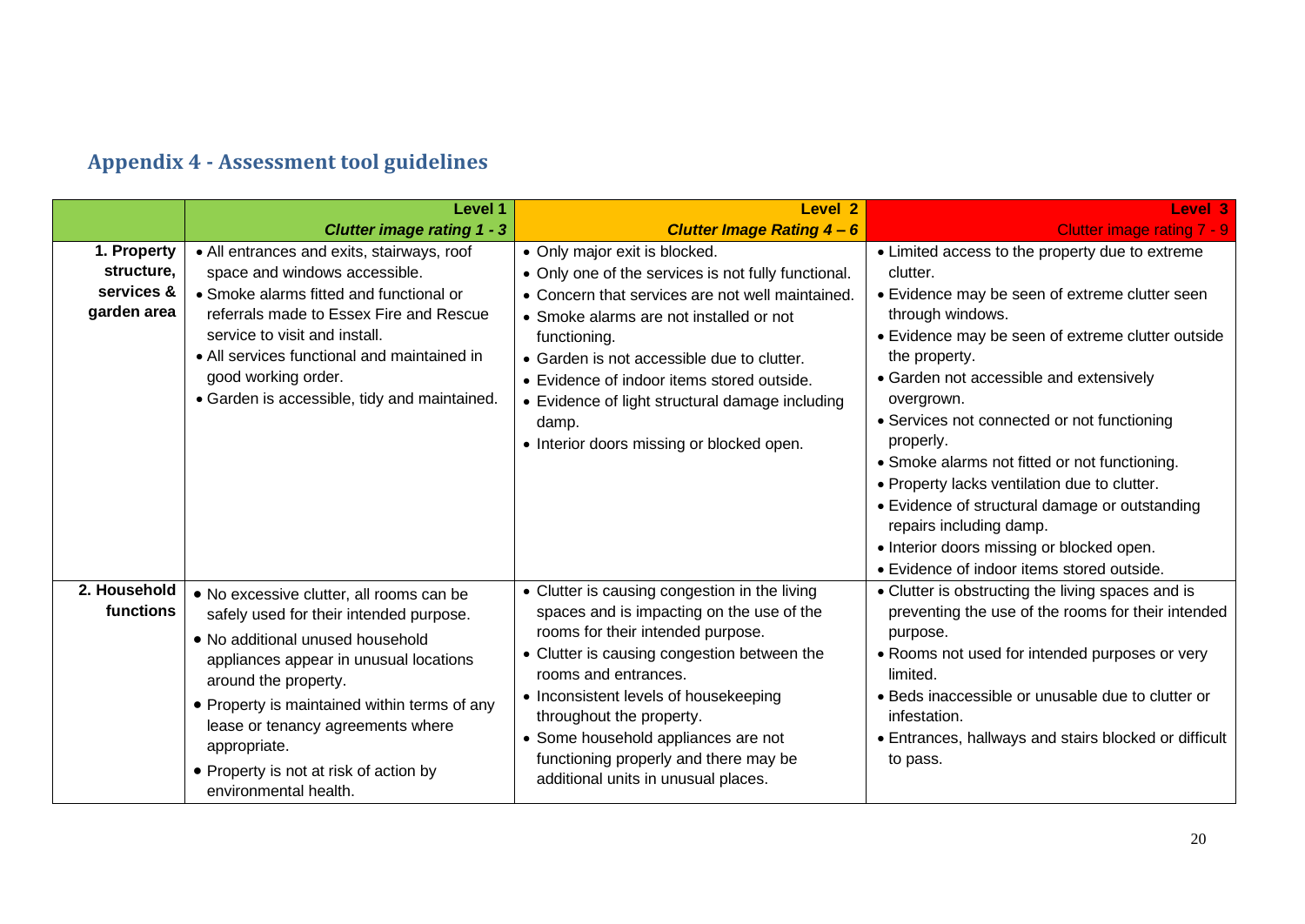## Appendix 4 - Assessment tool guidelines

| | **Level 1**<br>***Clutter image rating 1 - 3*** | **Level 2**<br>***Clutter Image Rating 4 – 6*** | **Level 3**<br>Clutter image rating 7 - 9 |
|---|---|---|---|
| **1. Property structure, services & garden area** | • All entrances and exits, stairways, roof space and windows accessible.<br>• Smoke alarms fitted and functional or referrals made to Essex Fire and Rescue service to visit and install.<br>• All services functional and maintained in good working order.<br>• Garden is accessible, tidy and maintained. | • Only major exit is blocked.<br>• Only one of the services is not fully functional.<br>• Concern that services are not well maintained.<br>• Smoke alarms are not installed or not functioning.<br>• Garden is not accessible due to clutter.<br>• Evidence of indoor items stored outside.<br>• Evidence of light structural damage including damp.<br>• Interior doors missing or blocked open. | • Limited access to the property due to extreme clutter.<br>• Evidence may be seen of extreme clutter seen through windows.<br>• Evidence may be seen of extreme clutter outside the property.<br>• Garden not accessible and extensively overgrown.<br>• Services not connected or not functioning properly.<br>• Smoke alarms not fitted or not functioning.<br>• Property lacks ventilation due to clutter.<br>• Evidence of structural damage or outstanding repairs including damp.<br>• Interior doors missing or blocked open.<br>• Evidence of indoor items stored outside. |
| **2. Household functions** | • No excessive clutter, all rooms can be safely used for their intended purpose.<br>• No additional unused household appliances appear in unusual locations around the property.<br>• Property is maintained within terms of any lease or tenancy agreements where appropriate.<br>• Property is not at risk of action by environmental health. | • Clutter is causing congestion in the living spaces and is impacting on the use of the rooms for their intended purpose.<br>• Clutter is causing congestion between the rooms and entrances.<br>• Inconsistent levels of housekeeping throughout the property.<br>• Some household appliances are not functioning properly and there may be additional units in unusual places. | • Clutter is obstructing the living spaces and is preventing the use of the rooms for their intended purpose.<br>• Rooms not used for intended purposes or very limited.<br>• Beds inaccessible or unusable due to clutter or infestation.<br>• Entrances, hallways and stairs blocked or difficult to pass. |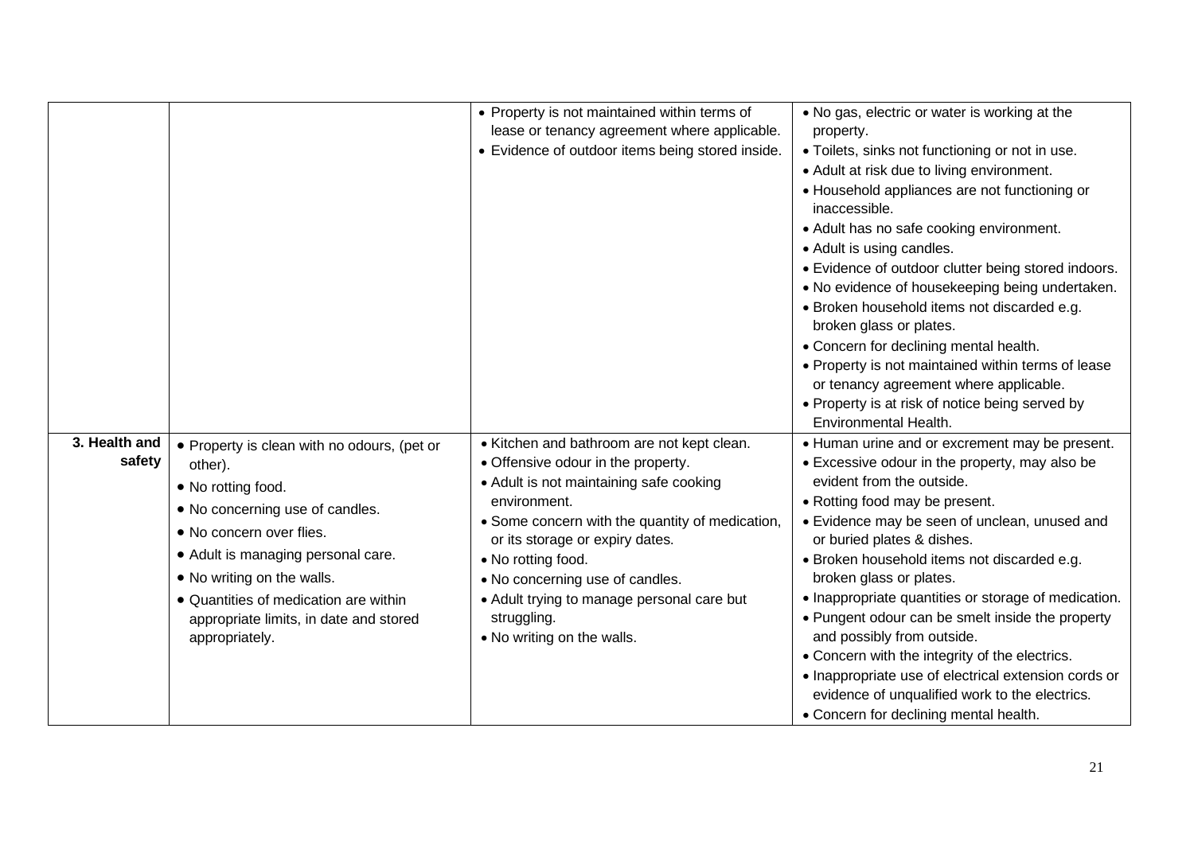| | | | |
|---|---|---|---|
| | | • Property is not maintained within terms of lease or tenancy agreement where applicable.<br>• Evidence of outdoor items being stored inside. | • No gas, electric or water is working at the property.<br>• Toilets, sinks not functioning or not in use.<br>• Adult at risk due to living environment.<br>• Household appliances are not functioning or inaccessible.<br>• Adult has no safe cooking environment.<br>• Adult is using candles.<br>• Evidence of outdoor clutter being stored indoors.<br>• No evidence of housekeeping being undertaken.<br>• Broken household items not discarded e.g. broken glass or plates.<br>• Concern for declining mental health.<br>• Property is not maintained within terms of lease or tenancy agreement where applicable.<br>• Property is at risk of notice being served by Environmental Health. |
| **3. Health and safety** | • Property is clean with no odours, (pet or other).<br>• No rotting food.<br>• No concerning use of candles.<br>• No concern over flies.<br>• Adult is managing personal care.<br>• No writing on the walls.<br>• Quantities of medication are within appropriate limits, in date and stored appropriately. | • Kitchen and bathroom are not kept clean.<br>• Offensive odour in the property.<br>• Adult is not maintaining safe cooking environment.<br>• Some concern with the quantity of medication, or its storage or expiry dates.<br>• No rotting food.<br>• No concerning use of candles.<br>• Adult trying to manage personal care but struggling.<br>• No writing on the walls. | • Human urine and or excrement may be present.<br>• Excessive odour in the property, may also be evident from the outside.<br>• Rotting food may be present.<br>• Evidence may be seen of unclean, unused and or buried plates & dishes.<br>• Broken household items not discarded e.g. broken glass or plates.<br>• Inappropriate quantities or storage of medication.<br>• Pungent odour can be smelt inside the property and possibly from outside.<br>• Concern with the integrity of the electrics.<br>• Inappropriate use of electrical extension cords or evidence of unqualified work to the electrics.<br>• Concern for declining mental health. |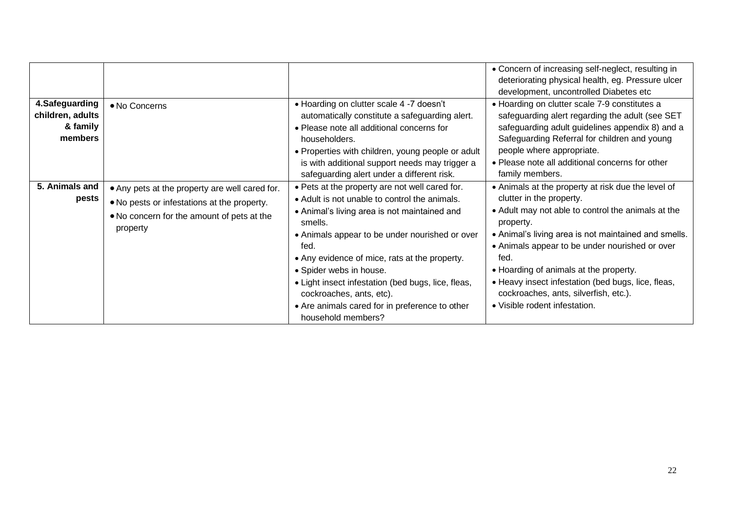| | | | |
|---|---|---|---|
| | | | • Concern of increasing self-neglect, resulting in deteriorating physical health, eg. Pressure ulcer development, uncontrolled Diabetes etc |
| **4.Safeguarding children, adults & family members** | • No Concerns | • Hoarding on clutter scale 4 -7 doesn't automatically constitute a safeguarding alert.<br>• Please note all additional concerns for householders.<br>• Properties with children, young people or adult is with additional support needs may trigger a safeguarding alert under a different risk. | • Hoarding on clutter scale 7-9 constitutes a safeguarding alert regarding the adult (see SET safeguarding adult guidelines appendix 8) and a Safeguarding Referral for children and young people where appropriate.<br>• Please note all additional concerns for other family members. |
| **5. Animals and pests** | • Any pets at the property are well cared for.<br>• No pests or infestations at the property.<br>• No concern for the amount of pets at the property | • Pets at the property are not well cared for.<br>• Adult is not unable to control the animals.<br>• Animal's living area is not maintained and smells.<br>• Animals appear to be under nourished or over fed.<br>• Any evidence of mice, rats at the property.<br>• Spider webs in house.<br>• Light insect infestation (bed bugs, lice, fleas, cockroaches, ants, etc).<br>• Are animals cared for in preference to other household members? | • Animals at the property at risk due the level of clutter in the property.<br>• Adult may not able to control the animals at the property.<br>• Animal's living area is not maintained and smells.<br>• Animals appear to be under nourished or over fed.<br>• Hoarding of animals at the property.<br>• Heavy insect infestation (bed bugs, lice, fleas, cockroaches, ants, silverfish, etc.).<br>• Visible rodent infestation. |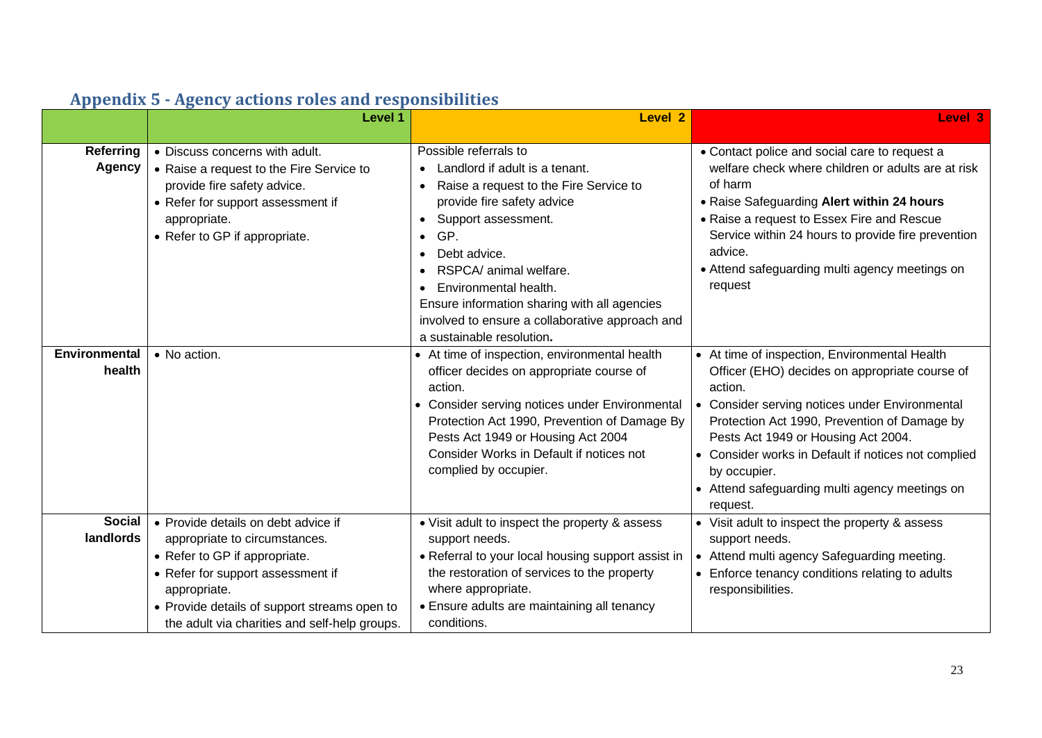## Appendix 5 - Agency actions roles and responsibilities

| | Level 1 | Level 2 | Level 3 |
|---|---|---|---|
| **Referring Agency** | • Discuss concerns with adult.<br>• Raise a request to the Fire Service to provide fire safety advice.<br>• Refer for support assessment if appropriate.<br>• Refer to GP if appropriate. | Possible referrals to<br>• Landlord if adult is a tenant.<br>• Raise a request to the Fire Service to provide fire safety advice<br>• Support assessment.<br>• GP.<br>• Debt advice.<br>• RSPCA/ animal welfare.<br>• Environmental health.<br>Ensure information sharing with all agencies involved to ensure a collaborative approach and a sustainable resolution**.** | • Contact police and social care to request a welfare check where children or adults are at risk of harm<br>• Raise Safeguarding **Alert within 24 hours**<br>• Raise a request to Essex Fire and Rescue Service within 24 hours to provide fire prevention advice.<br>• Attend safeguarding multi agency meetings on request |
| **Environmental health** | • No action. | • At time of inspection, environmental health officer decides on appropriate course of action.<br>• Consider serving notices under Environmental Protection Act 1990, Prevention of Damage By Pests Act 1949 or Housing Act 2004 Consider Works in Default if notices not complied by occupier. | • At time of inspection, Environmental Health Officer (EHO) decides on appropriate course of action.<br>• Consider serving notices under Environmental Protection Act 1990, Prevention of Damage by Pests Act 1949 or Housing Act 2004.<br>• Consider works in Default if notices not complied by occupier.<br>• Attend safeguarding multi agency meetings on request. |
| **Social landlords** | • Provide details on debt advice if appropriate to circumstances.<br>• Refer to GP if appropriate.<br>• Refer for support assessment if appropriate.<br>• Provide details of support streams open to the adult via charities and self-help groups. | • Visit adult to inspect the property & assess support needs.<br>• Referral to your local housing support assist in the restoration of services to the property where appropriate.<br>• Ensure adults are maintaining all tenancy conditions. | • Visit adult to inspect the property & assess support needs.<br>• Attend multi agency Safeguarding meeting.<br>• Enforce tenancy conditions relating to adults responsibilities. |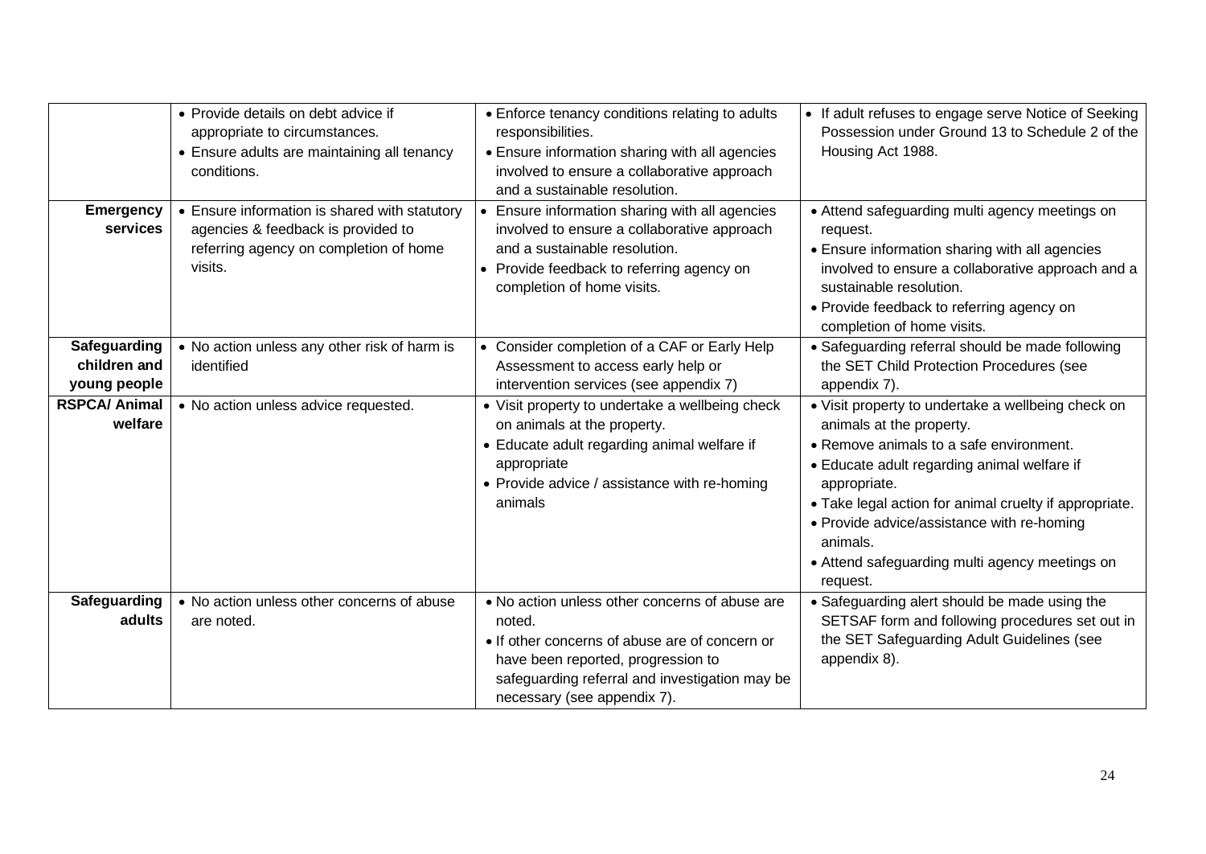| | | | |
|---|---|---|---|
| | • Provide details on debt advice if appropriate to circumstances.<br>• Ensure adults are maintaining all tenancy conditions. | • Enforce tenancy conditions relating to adults responsibilities.<br>• Ensure information sharing with all agencies involved to ensure a collaborative approach and a sustainable resolution. | • If adult refuses to engage serve Notice of Seeking Possession under Ground 13 to Schedule 2 of the Housing Act 1988. |
| **Emergency services** | • Ensure information is shared with statutory agencies & feedback is provided to referring agency on completion of home visits. | • Ensure information sharing with all agencies involved to ensure a collaborative approach and a sustainable resolution.<br>• Provide feedback to referring agency on completion of home visits. | • Attend safeguarding multi agency meetings on request.<br>• Ensure information sharing with all agencies involved to ensure a collaborative approach and a sustainable resolution.<br>• Provide feedback to referring agency on completion of home visits. |
| **Safeguarding children and young people** | • No action unless any other risk of harm is identified | • Consider completion of a CAF or Early Help Assessment to access early help or intervention services (see appendix 7) | • Safeguarding referral should be made following the SET Child Protection Procedures (see appendix 7). |
| **RSPCA/ Animal welfare** | • No action unless advice requested. | • Visit property to undertake a wellbeing check on animals at the property.<br>• Educate adult regarding animal welfare if appropriate<br>• Provide advice / assistance with re-homing animals | • Visit property to undertake a wellbeing check on animals at the property.<br>• Remove animals to a safe environment.<br>• Educate adult regarding animal welfare if appropriate.<br>• Take legal action for animal cruelty if appropriate.<br>• Provide advice/assistance with re-homing animals.<br>• Attend safeguarding multi agency meetings on request. |
| **Safeguarding adults** | • No action unless other concerns of abuse are noted. | • No action unless other concerns of abuse are noted.<br>• If other concerns of abuse are of concern or have been reported, progression to safeguarding referral and investigation may be necessary (see appendix 7). | • Safeguarding alert should be made using the SETSAF form and following procedures set out in the SET Safeguarding Adult Guidelines (see appendix 8). |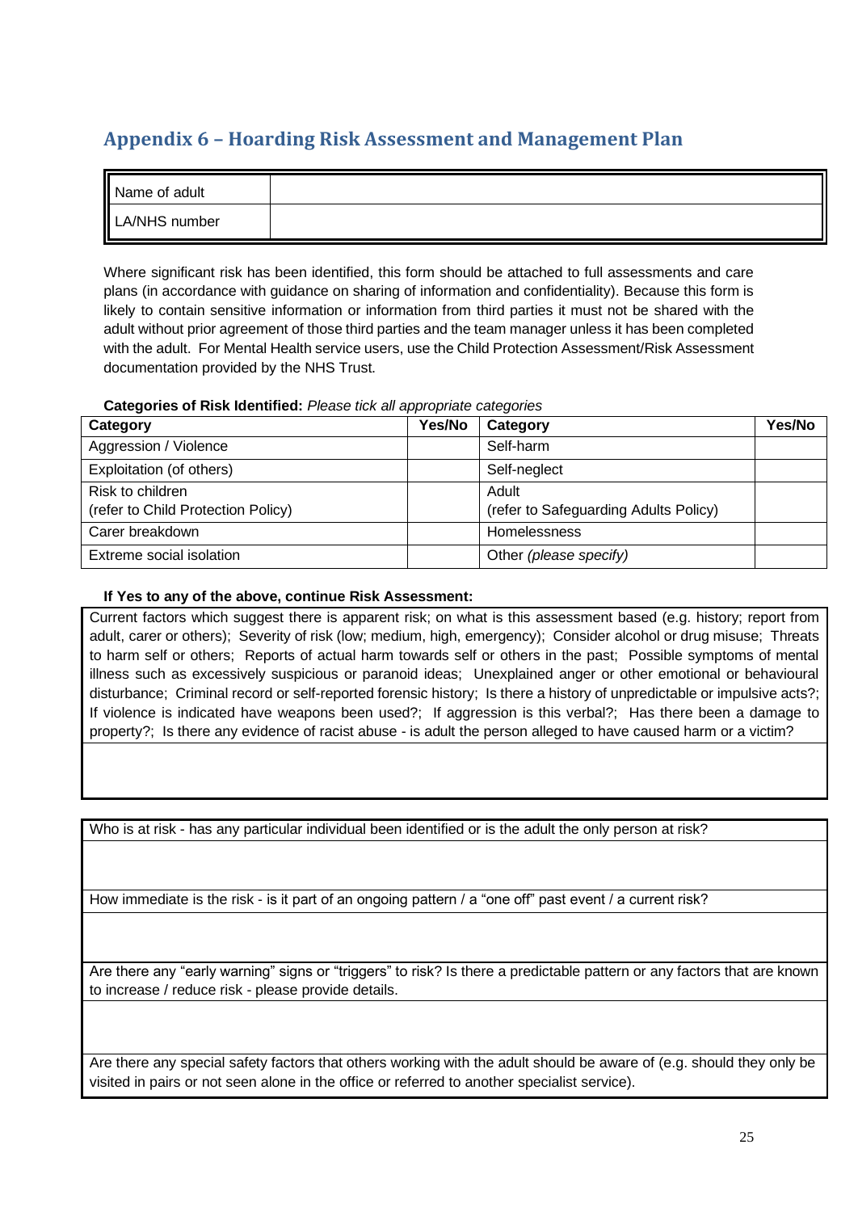## Appendix 6 – Hoarding Risk Assessment and Management Plan

| Name of adult | |
|---|---|
| LA/NHS number | |

Where significant risk has been identified, this form should be attached to full assessments and care plans (in accordance with guidance on sharing of information and confidentiality). Because this form is likely to contain sensitive information or information from third parties it must not be shared with the adult without prior agreement of those third parties and the team manager unless it has been completed with the adult. For Mental Health service users, use the Child Protection Assessment/Risk Assessment documentation provided by the NHS Trust.

**Categories of Risk Identified:** *Please tick all appropriate categories*

| Category | Yes/No | Category | Yes/No |
|---|---|---|---|
| Aggression / Violence | | Self-harm | |
| Exploitation (of others) | | Self-neglect | |
| Risk to children (refer to Child Protection Policy) | | Adult (refer to Safeguarding Adults Policy) | |
| Carer breakdown | | Homelessness | |
| Extreme social isolation | | Other *(please specify)* | |

**If Yes to any of the above, continue Risk Assessment:**

| Current factors which suggest there is apparent risk; on what is this assessment based (e.g. history; report from adult, carer or others); Severity of risk (low; medium, high, emergency); Consider alcohol or drug misuse; Threats to harm self or others; Reports of actual harm towards self or others in the past; Possible symptoms of mental illness such as excessively suspicious or paranoid ideas; Unexplained anger or other emotional or behavioural disturbance; Criminal record or self-reported forensic history; Is there a history of unpredictable or impulsive acts?; If violence is indicated have weapons been used?; If aggression is this verbal?; Has there been a damage to property?; Is there any evidence of racist abuse - is adult the person alleged to have caused harm or a victim? |
|---|
| |

| Who is at risk - has any particular individual been identified or is the adult the only person at risk? |
|---|
| |
| How immediate is the risk - is it part of an ongoing pattern / a "one off" past event / a current risk? |
| |
| Are there any "early warning" signs or "triggers" to risk? Is there a predictable pattern or any factors that are known to increase / reduce risk - please provide details. |
| |
| Are there any special safety factors that others working with the adult should be aware of (e.g. should they only be visited in pairs or not seen alone in the office or referred to another specialist service). |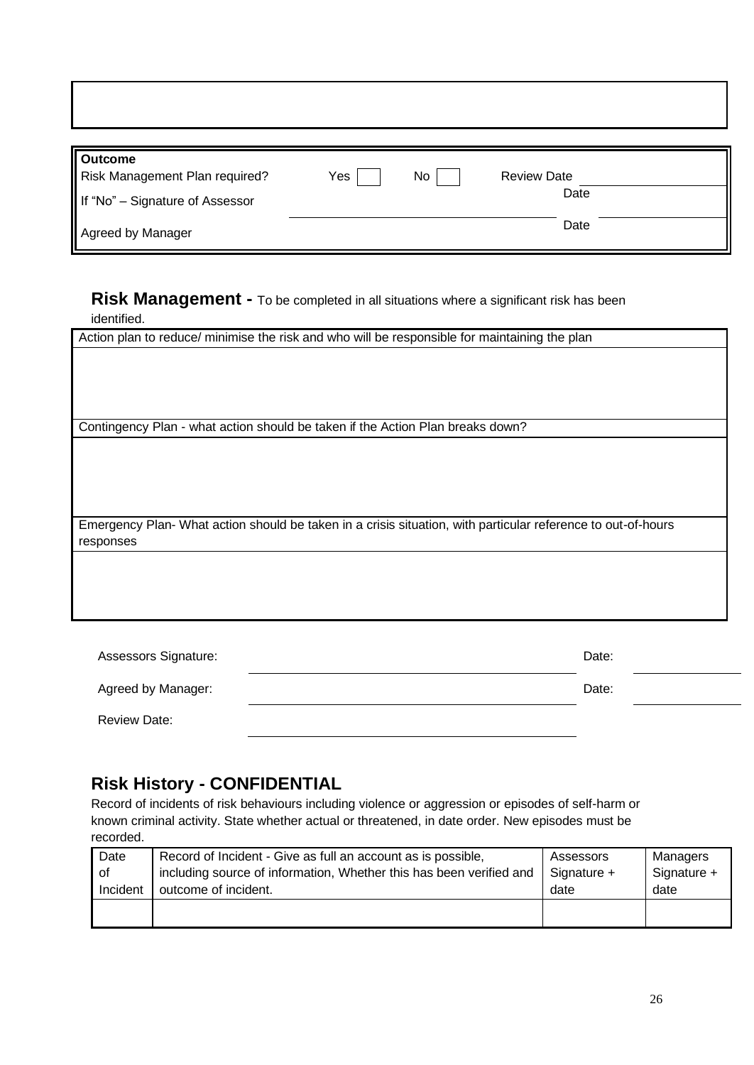**Outcome**

| | | | |
|---|---|---|---|
| Risk Management Plan required? | Yes ☐ No ☐ | Review Date | |
| If "No" – Signature of Assessor | | Date | |
| Agreed by Manager | | Date | |

## Risk Management - To be completed in all situations where a significant risk has been identified.

| Action plan to reduce/ minimise the risk and who will be responsible for maintaining the plan |
|---|
| |
| **Contingency Plan - what action should be taken if the Action Plan breaks down?** |
| |
| **Emergency Plan- What action should be taken in a crisis situation, with particular reference to out-of-hours responses** |
| |

Assessors Signature: \_\_\_\_\_\_\_\_\_\_\_\_\_\_\_\_\_\_\_\_ Date: \_\_\_\_\_\_\_\_

Agreed by Manager: \_\_\_\_\_\_\_\_\_\_\_\_\_\_\_\_\_\_\_\_ Date: \_\_\_\_\_\_\_\_

Review Date: \_\_\_\_\_\_\_\_\_\_\_\_\_\_\_\_\_\_\_\_

## Risk History - CONFIDENTIAL

Record of incidents of risk behaviours including violence or aggression or episodes of self-harm or known criminal activity. State whether actual or threatened, in date order. New episodes must be recorded.

| Date of Incident | Record of Incident - Give as full an account as is possible, including source of information, Whether this has been verified and outcome of incident. | Assessors Signature + date | Managers Signature + date |
|---|---|---|---|
| | | | |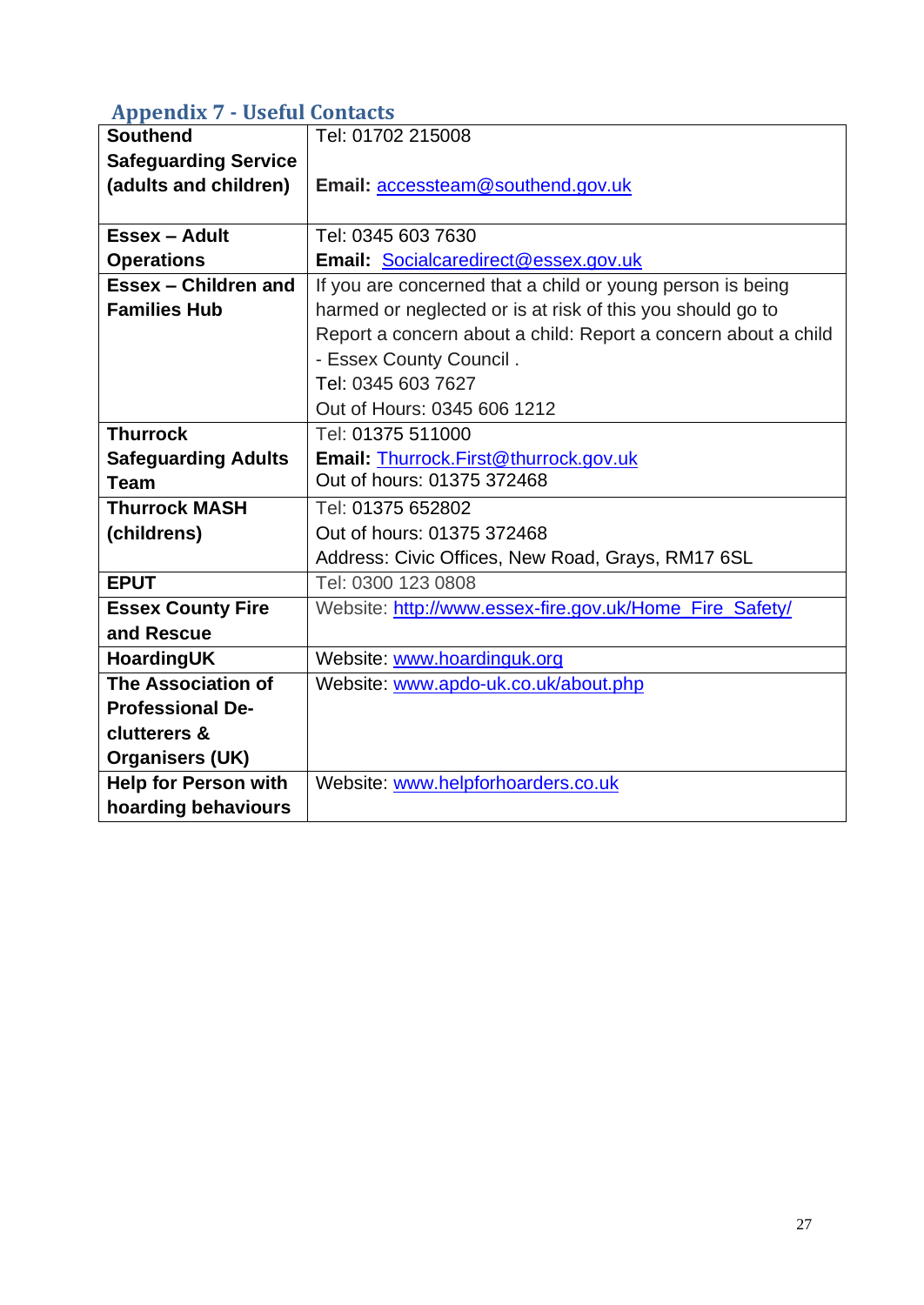## Appendix 7 - Useful Contacts

| | |
|---|---|
| **Southend Safeguarding Service (adults and children)** | Tel: 01702 215008<br><br>**Email:** accessteam@southend.gov.uk |
| **Essex – Adult Operations** | Tel: 0345 603 7630<br>**Email:** Socialcaredirect@essex.gov.uk |
| **Essex – Children and Families Hub** | If you are concerned that a child or young person is being harmed or neglected or is at risk of this you should go to Report a concern about a child: Report a concern about a child - Essex County Council .<br>Tel: 0345 603 7627<br>Out of Hours: 0345 606 1212 |
| **Thurrock Safeguarding Adults Team** | Tel: 01375 511000<br>**Email:** Thurrock.First@thurrock.gov.uk<br>Out of hours: 01375 372468 |
| **Thurrock MASH (childrens)** | Tel: 01375 652802<br>Out of hours: 01375 372468<br>Address: Civic Offices, New Road, Grays, RM17 6SL |
| **EPUT** | Tel: 0300 123 0808 |
| **Essex County Fire and Rescue** | Website: http://www.essex-fire.gov.uk/Home_Fire_Safety/ |
| **HoardingUK** | Website: www.hoardinguk.org |
| **The Association of Professional De-clutterers & Organisers (UK)** | Website: www.apdo-uk.co.uk/about.php |
| **Help for Person with hoarding behaviours** | Website: www.helpforhoarders.co.uk |